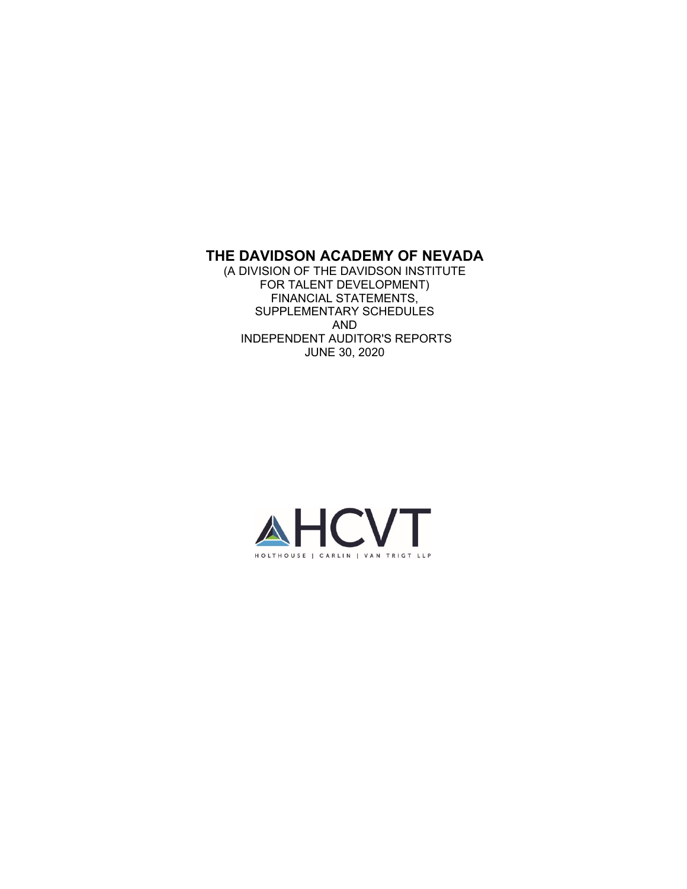# THE DAVIDSON ACADEMY OF NEVADA

(A DIVISION OF THE DAVIDSON INSTITUTE
FOR TALENT DEVELOPMENT)
FINANCIAL STATEMENTS,
SUPPLEMENTARY SCHEDULES
AND
INDEPENDENT AUDITOR'S REPORTS
JUNE 30, 2020

HCVT

HOLTHOUSE | CARLIN | VAN TRIGT LLP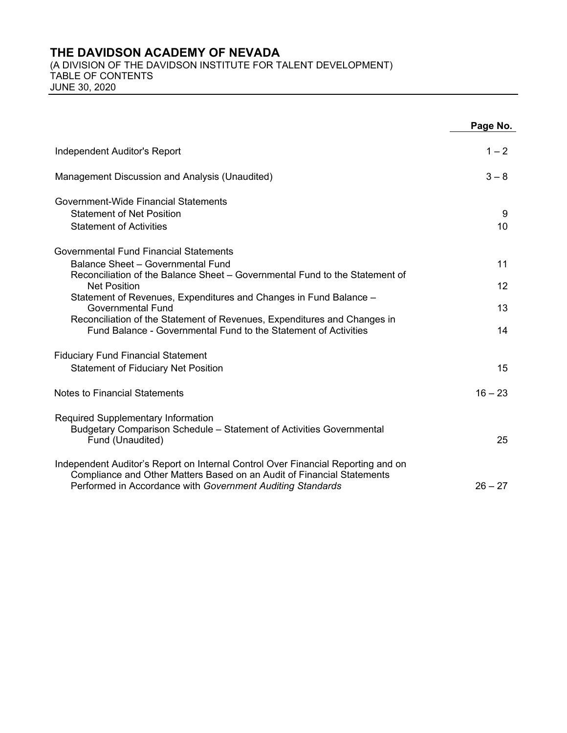# THE DAVIDSON ACADEMY OF NEVADA

(A DIVISION OF THE DAVIDSON INSTITUTE FOR TALENT DEVELOPMENT)
TABLE OF CONTENTS
JUNE 30, 2020

| | Page No. |
|---|---|
| Independent Auditor's Report | 1 – 2 |
| Management Discussion and Analysis (Unaudited) | 3 – 8 |
| Government-Wide Financial Statements | |
| Statement of Net Position | 9 |
| Statement of Activities | 10 |
| Governmental Fund Financial Statements | |
| Balance Sheet – Governmental Fund | 11 |
| Reconciliation of the Balance Sheet – Governmental Fund to the Statement of Net Position | 12 |
| Statement of Revenues, Expenditures and Changes in Fund Balance – Governmental Fund | 13 |
| Reconciliation of the Statement of Revenues, Expenditures and Changes in Fund Balance - Governmental Fund to the Statement of Activities | 14 |
| Fiduciary Fund Financial Statement | |
| Statement of Fiduciary Net Position | 15 |
| Notes to Financial Statements | 16 – 23 |
| Required Supplementary Information | |
| Budgetary Comparison Schedule – Statement of Activities Governmental Fund (Unaudited) | 25 |
| Independent Auditor's Report on Internal Control Over Financial Reporting and on Compliance and Other Matters Based on an Audit of Financial Statements Performed in Accordance with *Government Auditing Standards* | 26 – 27 |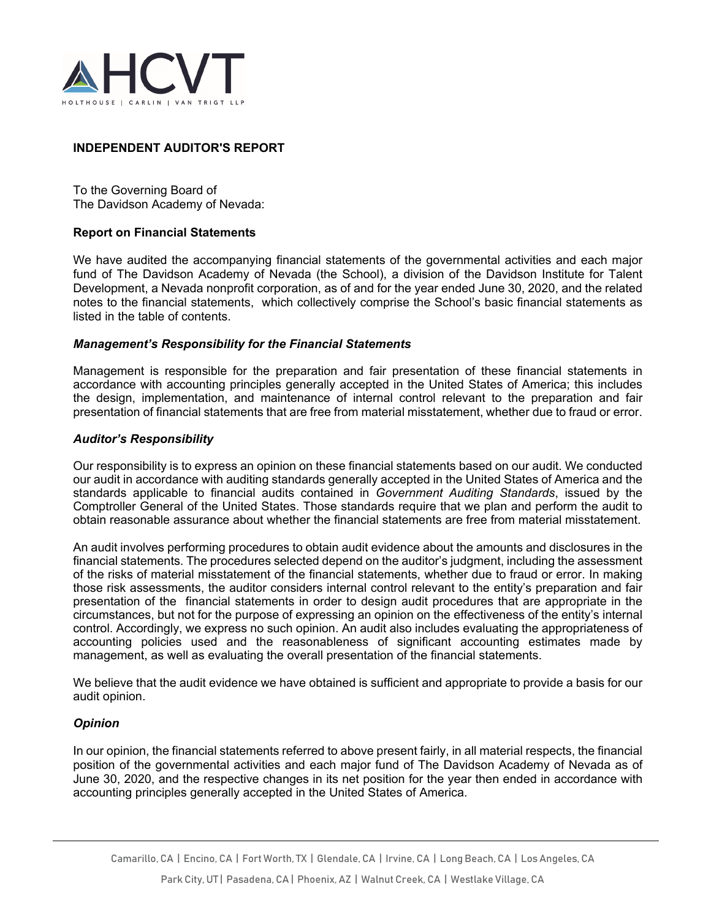**HCVT**
HOLTHOUSE | CARLIN | VAN TRIGT LLP

## INDEPENDENT AUDITOR'S REPORT

To the Governing Board of
The Davidson Academy of Nevada:

### Report on Financial Statements

We have audited the accompanying financial statements of the governmental activities and each major fund of The Davidson Academy of Nevada (the School), a division of the Davidson Institute for Talent Development, a Nevada nonprofit corporation, as of and for the year ended June 30, 2020, and the related notes to the financial statements, which collectively comprise the School's basic financial statements as listed in the table of contents.

#### *Management's Responsibility for the Financial Statements*

Management is responsible for the preparation and fair presentation of these financial statements in accordance with accounting principles generally accepted in the United States of America; this includes the design, implementation, and maintenance of internal control relevant to the preparation and fair presentation of financial statements that are free from material misstatement, whether due to fraud or error.

#### *Auditor's Responsibility*

Our responsibility is to express an opinion on these financial statements based on our audit. We conducted our audit in accordance with auditing standards generally accepted in the United States of America and the standards applicable to financial audits contained in *Government Auditing Standards*, issued by the Comptroller General of the United States. Those standards require that we plan and perform the audit to obtain reasonable assurance about whether the financial statements are free from material misstatement.

An audit involves performing procedures to obtain audit evidence about the amounts and disclosures in the financial statements. The procedures selected depend on the auditor's judgment, including the assessment of the risks of material misstatement of the financial statements, whether due to fraud or error. In making those risk assessments, the auditor considers internal control relevant to the entity's preparation and fair presentation of the financial statements in order to design audit procedures that are appropriate in the circumstances, but not for the purpose of expressing an opinion on the effectiveness of the entity's internal control. Accordingly, we express no such opinion. An audit also includes evaluating the appropriateness of accounting policies used and the reasonableness of significant accounting estimates made by management, as well as evaluating the overall presentation of the financial statements.

We believe that the audit evidence we have obtained is sufficient and appropriate to provide a basis for our audit opinion.

#### *Opinion*

In our opinion, the financial statements referred to above present fairly, in all material respects, the financial position of the governmental activities and each major fund of The Davidson Academy of Nevada as of June 30, 2020, and the respective changes in its net position for the year then ended in accordance with accounting principles generally accepted in the United States of America.

Camarillo, CA | Encino, CA | Fort Worth, TX | Glendale, CA | Irvine, CA | Long Beach, CA | Los Angeles, CA
Park City, UT | Pasadena, CA | Phoenix, AZ | Walnut Creek, CA | Westlake Village, CA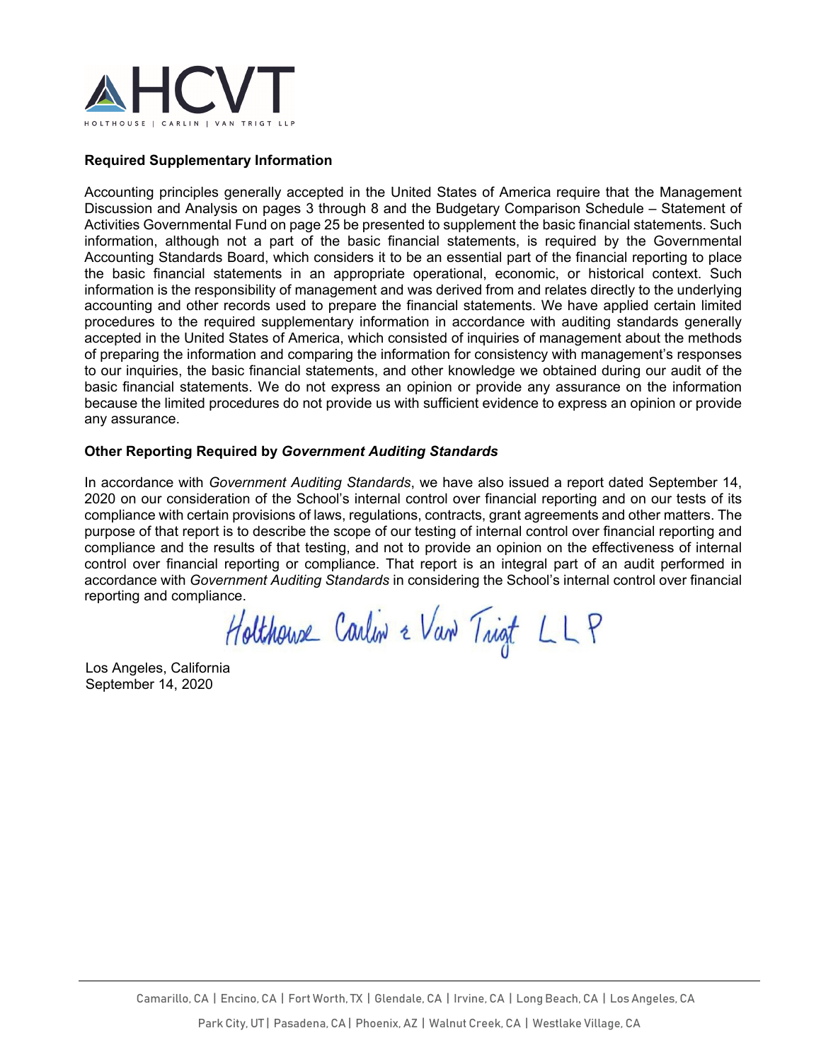**Required Supplementary Information**

Accounting principles generally accepted in the United States of America require that the Management Discussion and Analysis on pages 3 through 8 and the Budgetary Comparison Schedule – Statement of Activities Governmental Fund on page 25 be presented to supplement the basic financial statements. Such information, although not a part of the basic financial statements, is required by the Governmental Accounting Standards Board, which considers it to be an essential part of the financial reporting to place the basic financial statements in an appropriate operational, economic, or historical context. Such information is the responsibility of management and was derived from and relates directly to the underlying accounting and other records used to prepare the financial statements. We have applied certain limited procedures to the required supplementary information in accordance with auditing standards generally accepted in the United States of America, which consisted of inquiries of management about the methods of preparing the information and comparing the information for consistency with management's responses to our inquiries, the basic financial statements, and other knowledge we obtained during our audit of the basic financial statements. We do not express an opinion or provide any assurance on the information because the limited procedures do not provide us with sufficient evidence to express an opinion or provide any assurance.

**Other Reporting Required by *Government Auditing Standards***

In accordance with *Government Auditing Standards*, we have also issued a report dated September 14, 2020 on our consideration of the School's internal control over financial reporting and on our tests of its compliance with certain provisions of laws, regulations, contracts, grant agreements and other matters. The purpose of that report is to describe the scope of our testing of internal control over financial reporting and compliance and the results of that testing, and not to provide an opinion on the effectiveness of internal control over financial reporting or compliance. That report is an integral part of an audit performed in accordance with *Government Auditing Standards* in considering the School's internal control over financial reporting and compliance.

Holthouse Carlin & Van Trigt LLP

Los Angeles, California
September 14, 2020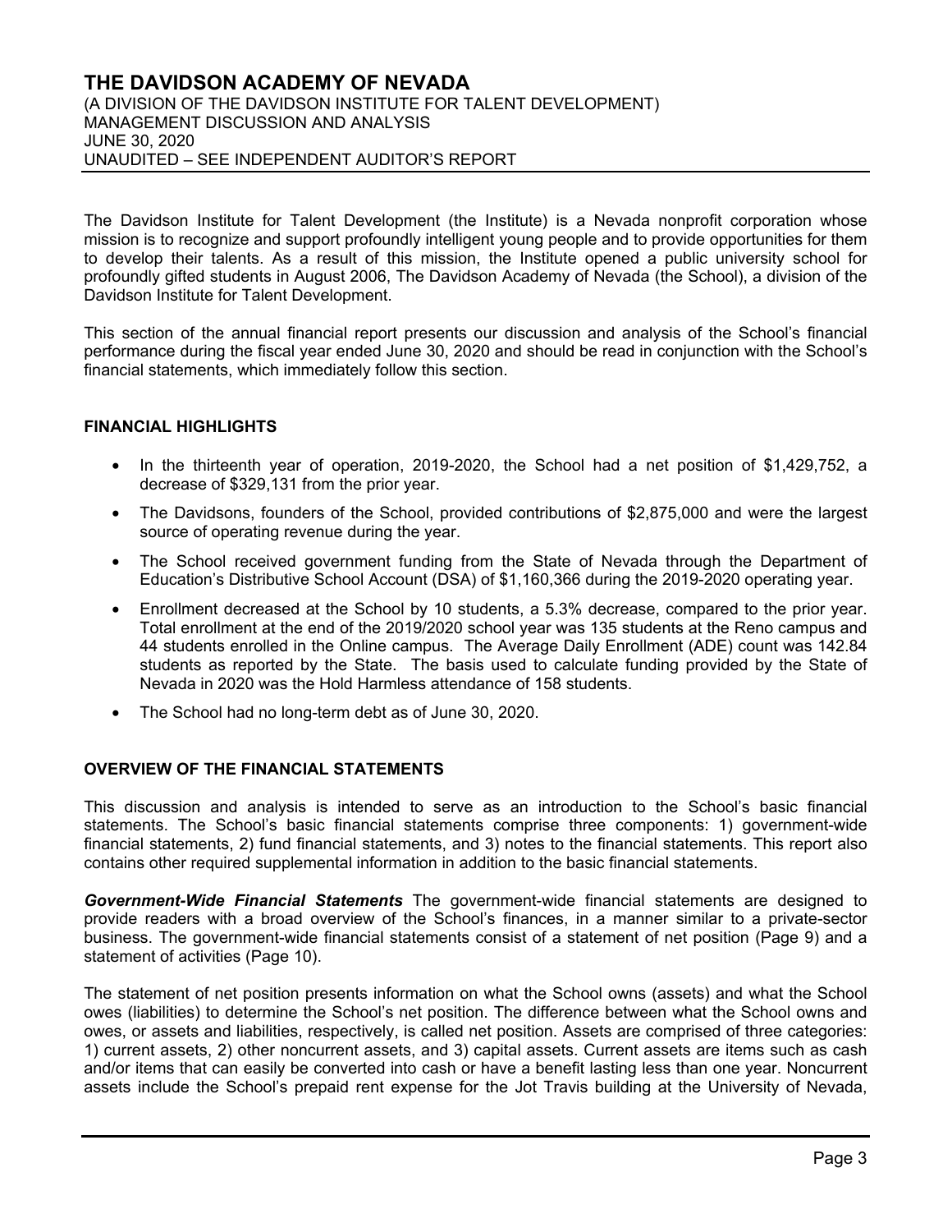# THE DAVIDSON ACADEMY OF NEVADA

(A DIVISION OF THE DAVIDSON INSTITUTE FOR TALENT DEVELOPMENT)
MANAGEMENT DISCUSSION AND ANALYSIS
JUNE 30, 2020
UNAUDITED – SEE INDEPENDENT AUDITOR'S REPORT

The Davidson Institute for Talent Development (the Institute) is a Nevada nonprofit corporation whose mission is to recognize and support profoundly intelligent young people and to provide opportunities for them to develop their talents. As a result of this mission, the Institute opened a public university school for profoundly gifted students in August 2006, The Davidson Academy of Nevada (the School), a division of the Davidson Institute for Talent Development.

This section of the annual financial report presents our discussion and analysis of the School's financial performance during the fiscal year ended June 30, 2020 and should be read in conjunction with the School's financial statements, which immediately follow this section.

## FINANCIAL HIGHLIGHTS

- In the thirteenth year of operation, 2019-2020, the School had a net position of $1,429,752, a decrease of $329,131 from the prior year.
- The Davidsons, founders of the School, provided contributions of $2,875,000 and were the largest source of operating revenue during the year.
- The School received government funding from the State of Nevada through the Department of Education's Distributive School Account (DSA) of $1,160,366 during the 2019-2020 operating year.
- Enrollment decreased at the School by 10 students, a 5.3% decrease, compared to the prior year. Total enrollment at the end of the 2019/2020 school year was 135 students at the Reno campus and 44 students enrolled in the Online campus. The Average Daily Enrollment (ADE) count was 142.84 students as reported by the State. The basis used to calculate funding provided by the State of Nevada in 2020 was the Hold Harmless attendance of 158 students.
- The School had no long-term debt as of June 30, 2020.

## OVERVIEW OF THE FINANCIAL STATEMENTS

This discussion and analysis is intended to serve as an introduction to the School's basic financial statements. The School's basic financial statements comprise three components: 1) government-wide financial statements, 2) fund financial statements, and 3) notes to the financial statements. This report also contains other required supplemental information in addition to the basic financial statements.

***Government-Wide Financial Statements*** The government-wide financial statements are designed to provide readers with a broad overview of the School's finances, in a manner similar to a private-sector business. The government-wide financial statements consist of a statement of net position (Page 9) and a statement of activities (Page 10).

The statement of net position presents information on what the School owns (assets) and what the School owes (liabilities) to determine the School's net position. The difference between what the School owns and owes, or assets and liabilities, respectively, is called net position. Assets are comprised of three categories: 1) current assets, 2) other noncurrent assets, and 3) capital assets. Current assets are items such as cash and/or items that can easily be converted into cash or have a benefit lasting less than one year. Noncurrent assets include the School's prepaid rent expense for the Jot Travis building at the University of Nevada,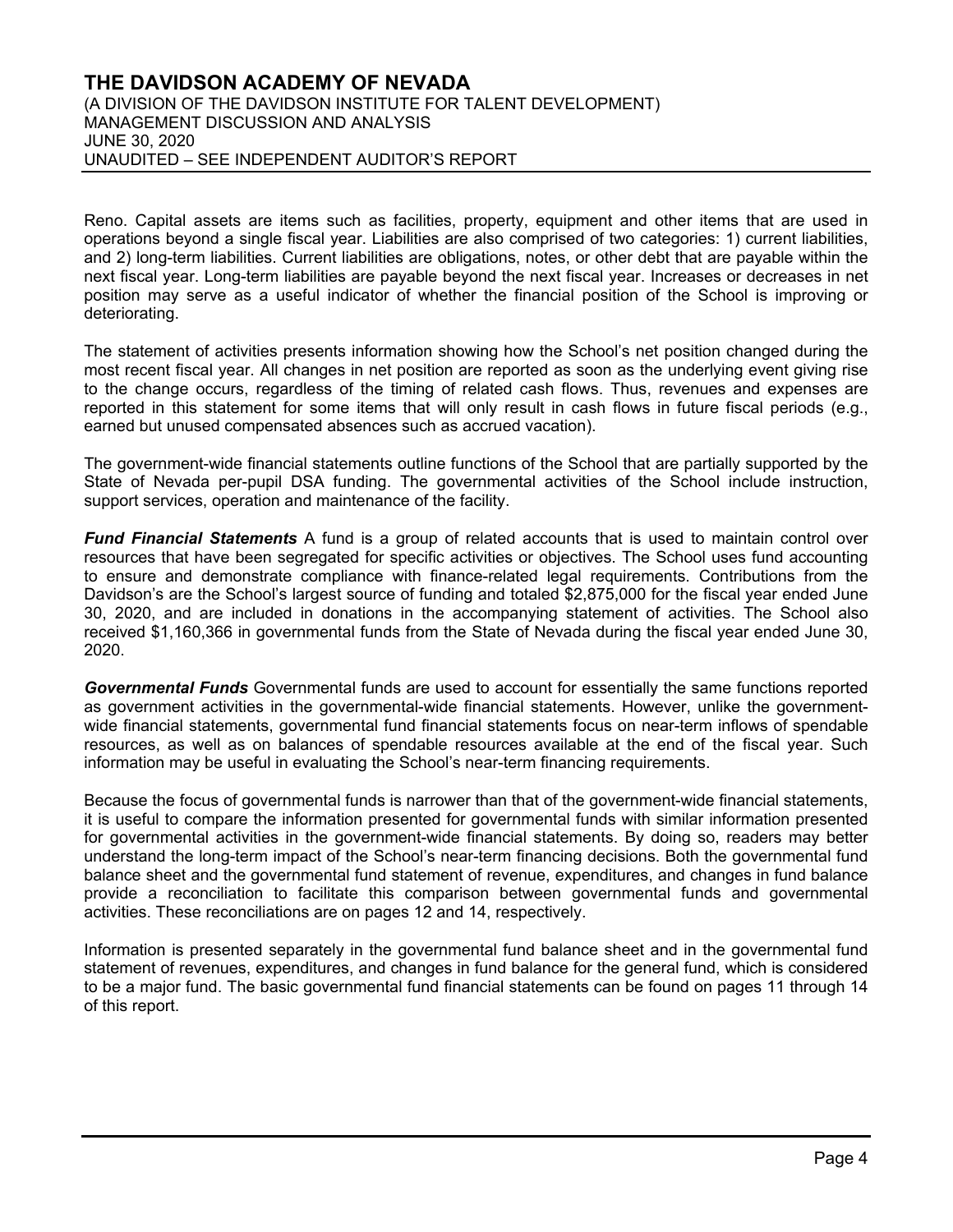Reno. Capital assets are items such as facilities, property, equipment and other items that are used in operations beyond a single fiscal year. Liabilities are also comprised of two categories: 1) current liabilities, and 2) long-term liabilities. Current liabilities are obligations, notes, or other debt that are payable within the next fiscal year. Long-term liabilities are payable beyond the next fiscal year. Increases or decreases in net position may serve as a useful indicator of whether the financial position of the School is improving or deteriorating.

The statement of activities presents information showing how the School's net position changed during the most recent fiscal year. All changes in net position are reported as soon as the underlying event giving rise to the change occurs, regardless of the timing of related cash flows. Thus, revenues and expenses are reported in this statement for some items that will only result in cash flows in future fiscal periods (e.g., earned but unused compensated absences such as accrued vacation).

The government-wide financial statements outline functions of the School that are partially supported by the State of Nevada per-pupil DSA funding. The governmental activities of the School include instruction, support services, operation and maintenance of the facility.

***Fund Financial Statements*** A fund is a group of related accounts that is used to maintain control over resources that have been segregated for specific activities or objectives. The School uses fund accounting to ensure and demonstrate compliance with finance-related legal requirements. Contributions from the Davidson's are the School's largest source of funding and totaled $2,875,000 for the fiscal year ended June 30, 2020, and are included in donations in the accompanying statement of activities. The School also received $1,160,366 in governmental funds from the State of Nevada during the fiscal year ended June 30, 2020.

***Governmental Funds*** Governmental funds are used to account for essentially the same functions reported as government activities in the governmental-wide financial statements. However, unlike the government-wide financial statements, governmental fund financial statements focus on near-term inflows of spendable resources, as well as on balances of spendable resources available at the end of the fiscal year. Such information may be useful in evaluating the School's near-term financing requirements.

Because the focus of governmental funds is narrower than that of the government-wide financial statements, it is useful to compare the information presented for governmental funds with similar information presented for governmental activities in the government-wide financial statements. By doing so, readers may better understand the long-term impact of the School's near-term financing decisions. Both the governmental fund balance sheet and the governmental fund statement of revenue, expenditures, and changes in fund balance provide a reconciliation to facilitate this comparison between governmental funds and governmental activities. These reconciliations are on pages 12 and 14, respectively.

Information is presented separately in the governmental fund balance sheet and in the governmental fund statement of revenues, expenditures, and changes in fund balance for the general fund, which is considered to be a major fund. The basic governmental fund financial statements can be found on pages 11 through 14 of this report.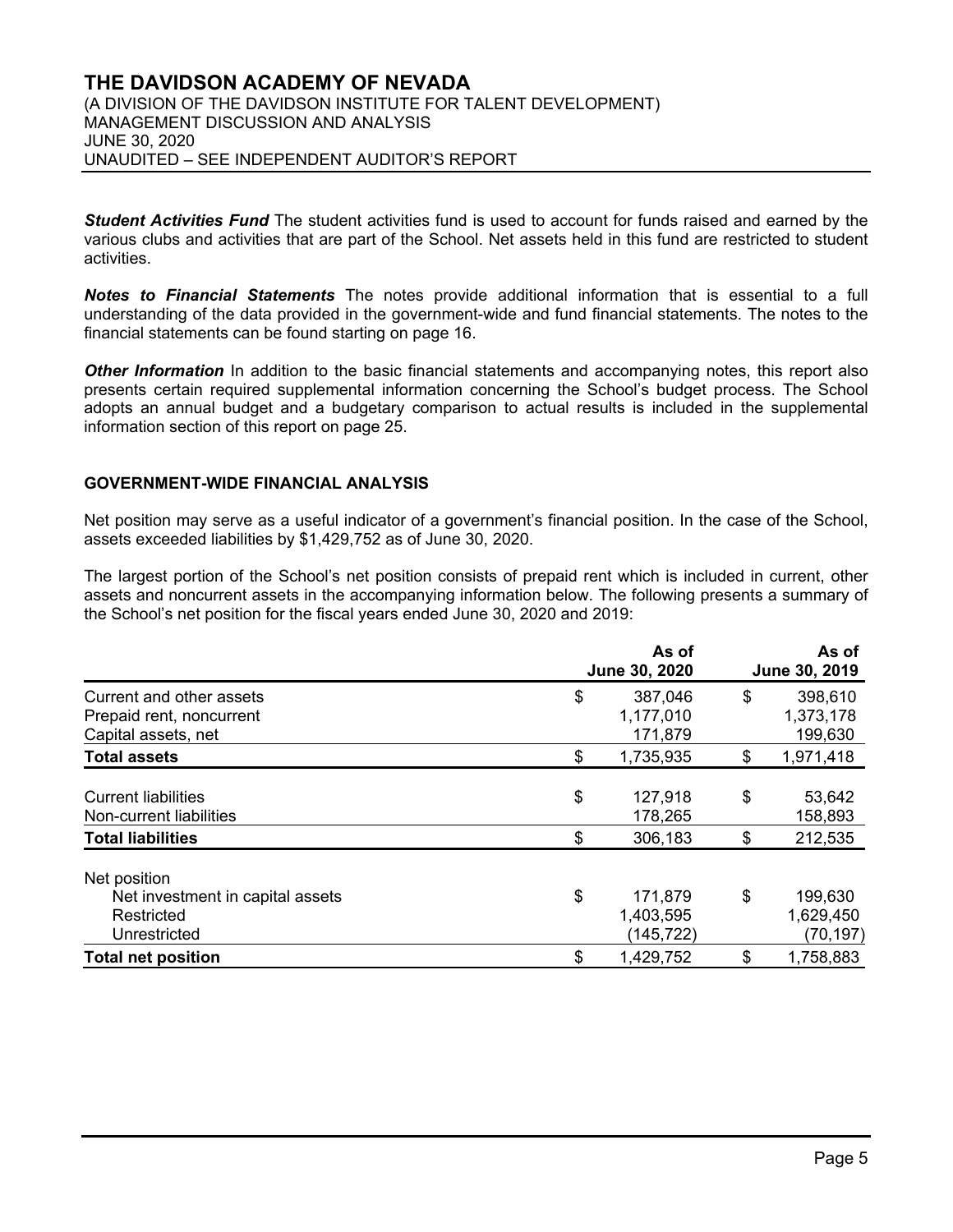***Student Activities Fund*** The student activities fund is used to account for funds raised and earned by the various clubs and activities that are part of the School. Net assets held in this fund are restricted to student activities.

***Notes to Financial Statements*** The notes provide additional information that is essential to a full understanding of the data provided in the government-wide and fund financial statements. The notes to the financial statements can be found starting on page 16.

***Other Information*** In addition to the basic financial statements and accompanying notes, this report also presents certain required supplemental information concerning the School's budget process. The School adopts an annual budget and a budgetary comparison to actual results is included in the supplemental information section of this report on page 25.

**GOVERNMENT-WIDE FINANCIAL ANALYSIS**

Net position may serve as a useful indicator of a government's financial position. In the case of the School, assets exceeded liabilities by $1,429,752 as of June 30, 2020.

The largest portion of the School's net position consists of prepaid rent which is included in current, other assets and noncurrent assets in the accompanying information below. The following presents a summary of the School's net position for the fiscal years ended June 30, 2020 and 2019:

| | As of June 30, 2020 | As of June 30, 2019 |
|---|---|---|
| Current and other assets | $ 387,046 | $ 398,610 |
| Prepaid rent, noncurrent | 1,177,010 | 1,373,178 |
| Capital assets, net | 171,879 | 199,630 |
| **Total assets** | $ 1,735,935 | $ 1,971,418 |
| Current liabilities | $ 127,918 | $ 53,642 |
| Non-current liabilities | 178,265 | 158,893 |
| **Total liabilities** | $ 306,183 | $ 212,535 |
| Net position | | |
| Net investment in capital assets | $ 171,879 | $ 199,630 |
| Restricted | 1,403,595 | 1,629,450 |
| Unrestricted | (145,722) | (70,197) |
| **Total net position** | $ 1,429,752 | $ 1,758,883 |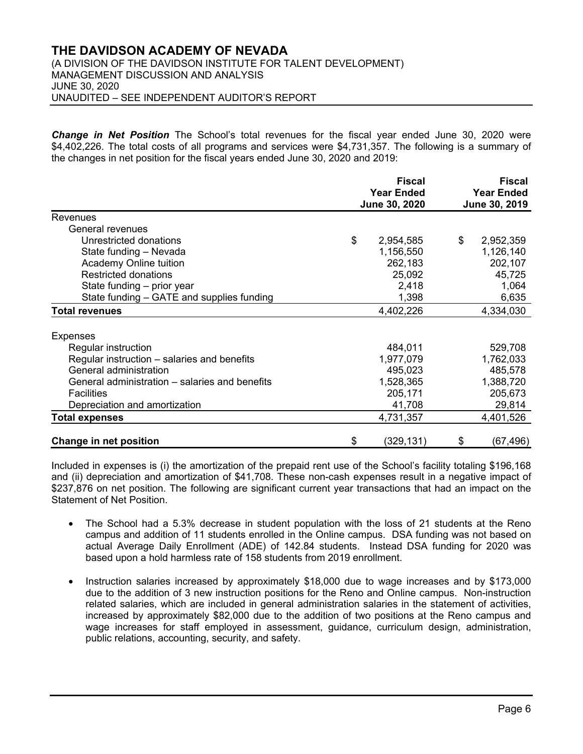# THE DAVIDSON ACADEMY OF NEVADA

(A DIVISION OF THE DAVIDSON INSTITUTE FOR TALENT DEVELOPMENT)
MANAGEMENT DISCUSSION AND ANALYSIS
JUNE 30, 2020
UNAUDITED – SEE INDEPENDENT AUDITOR'S REPORT

***Change in Net Position*** The School's total revenues for the fiscal year ended June 30, 2020 were $4,402,226. The total costs of all programs and services were $4,731,357. The following is a summary of the changes in net position for the fiscal years ended June 30, 2020 and 2019:

| | Fiscal Year Ended June 30, 2020 | Fiscal Year Ended June 30, 2019 |
|---|---|---|
| Revenues | | |
| General revenues | | |
| Unrestricted donations | $ 2,954,585 | $ 2,952,359 |
| State funding – Nevada | 1,156,550 | 1,126,140 |
| Academy Online tuition | 262,183 | 202,107 |
| Restricted donations | 25,092 | 45,725 |
| State funding – prior year | 2,418 | 1,064 |
| State funding – GATE and supplies funding | 1,398 | 6,635 |
| **Total revenues** | 4,402,226 | 4,334,030 |
| Expenses | | |
| Regular instruction | 484,011 | 529,708 |
| Regular instruction – salaries and benefits | 1,977,079 | 1,762,033 |
| General administration | 495,023 | 485,578 |
| General administration – salaries and benefits | 1,528,365 | 1,388,720 |
| Facilities | 205,171 | 205,673 |
| Depreciation and amortization | 41,708 | 29,814 |
| **Total expenses** | 4,731,357 | 4,401,526 |
| **Change in net position** | $ (329,131) | $ (67,496) |

Included in expenses is (i) the amortization of the prepaid rent use of the School's facility totaling $196,168 and (ii) depreciation and amortization of $41,708. These non-cash expenses result in a negative impact of $237,876 on net position. The following are significant current year transactions that had an impact on the Statement of Net Position.

- The School had a 5.3% decrease in student population with the loss of 21 students at the Reno campus and addition of 11 students enrolled in the Online campus. DSA funding was not based on actual Average Daily Enrollment (ADE) of 142.84 students. Instead DSA funding for 2020 was based upon a hold harmless rate of 158 students from 2019 enrollment.

- Instruction salaries increased by approximately $18,000 due to wage increases and by $173,000 due to the addition of 3 new instruction positions for the Reno and Online campus. Non-instruction related salaries, which are included in general administration salaries in the statement of activities, increased by approximately $82,000 due to the addition of two positions at the Reno campus and wage increases for staff employed in assessment, guidance, curriculum design, administration, public relations, accounting, security, and safety.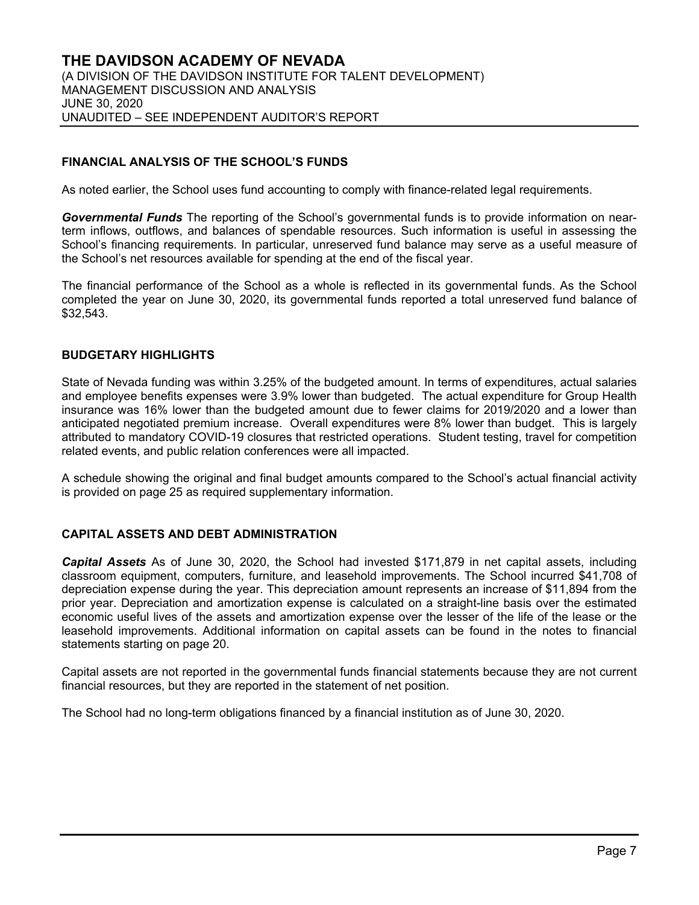## FINANCIAL ANALYSIS OF THE SCHOOL'S FUNDS

As noted earlier, the School uses fund accounting to comply with finance-related legal requirements.

***Governmental Funds*** The reporting of the School's governmental funds is to provide information on near-term inflows, outflows, and balances of spendable resources. Such information is useful in assessing the School's financing requirements. In particular, unreserved fund balance may serve as a useful measure of the School's net resources available for spending at the end of the fiscal year.

The financial performance of the School as a whole is reflected in its governmental funds. As the School completed the year on June 30, 2020, its governmental funds reported a total unreserved fund balance of $32,543.

## BUDGETARY HIGHLIGHTS

State of Nevada funding was within 3.25% of the budgeted amount. In terms of expenditures, actual salaries and employee benefits expenses were 3.9% lower than budgeted. The actual expenditure for Group Health insurance was 16% lower than the budgeted amount due to fewer claims for 2019/2020 and a lower than anticipated negotiated premium increase. Overall expenditures were 8% lower than budget. This is largely attributed to mandatory COVID-19 closures that restricted operations. Student testing, travel for competition related events, and public relation conferences were all impacted.

A schedule showing the original and final budget amounts compared to the School's actual financial activity is provided on page 25 as required supplementary information.

## CAPITAL ASSETS AND DEBT ADMINISTRATION

***Capital Assets*** As of June 30, 2020, the School had invested $171,879 in net capital assets, including classroom equipment, computers, furniture, and leasehold improvements. The School incurred $41,708 of depreciation expense during the year. This depreciation amount represents an increase of $11,894 from the prior year. Depreciation and amortization expense is calculated on a straight-line basis over the estimated economic useful lives of the assets and amortization expense over the lesser of the life of the lease or the leasehold improvements. Additional information on capital assets can be found in the notes to financial statements starting on page 20.

Capital assets are not reported in the governmental funds financial statements because they are not current financial resources, but they are reported in the statement of net position.

The School had no long-term obligations financed by a financial institution as of June 30, 2020.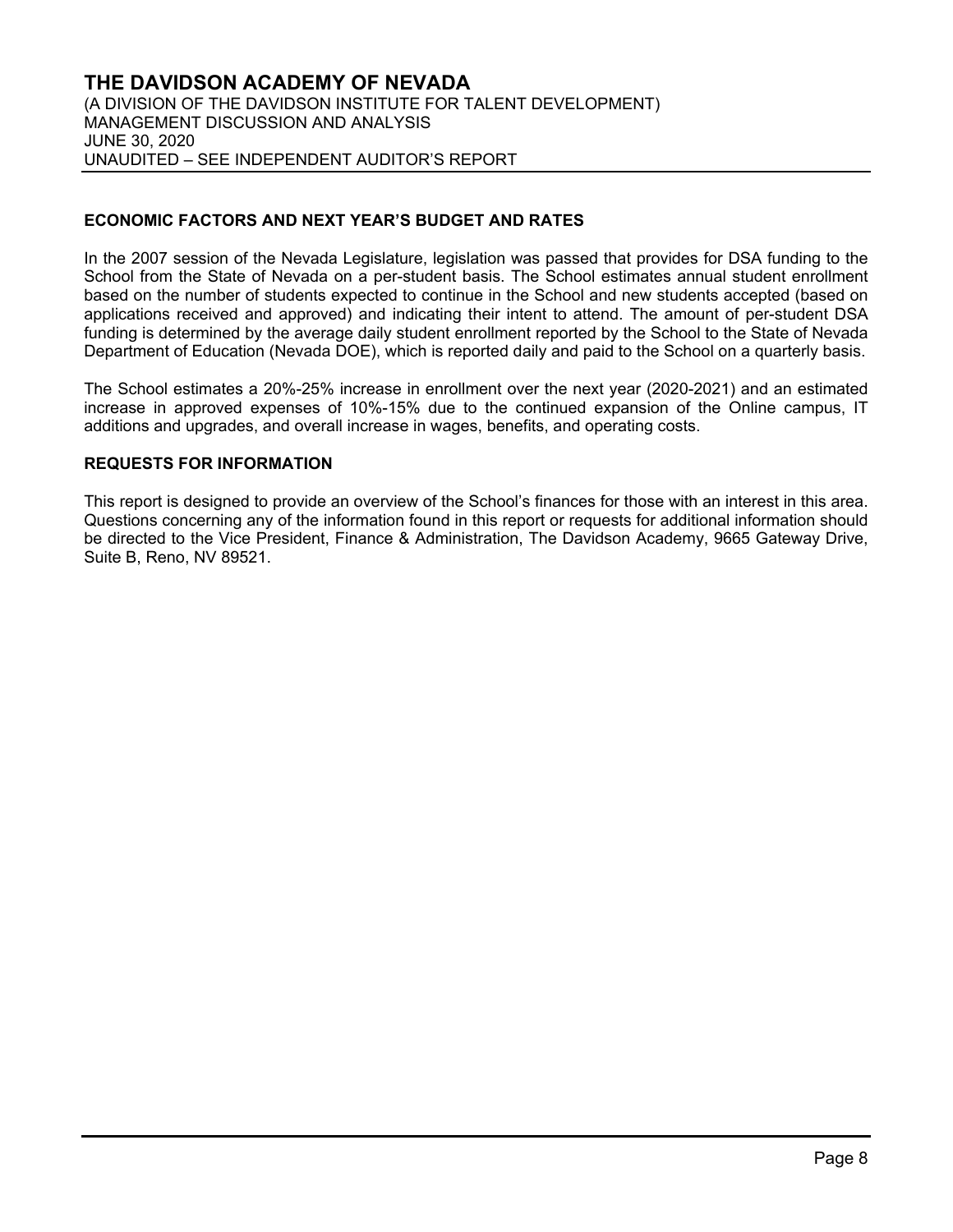## ECONOMIC FACTORS AND NEXT YEAR'S BUDGET AND RATES

In the 2007 session of the Nevada Legislature, legislation was passed that provides for DSA funding to the School from the State of Nevada on a per-student basis. The School estimates annual student enrollment based on the number of students expected to continue in the School and new students accepted (based on applications received and approved) and indicating their intent to attend. The amount of per-student DSA funding is determined by the average daily student enrollment reported by the School to the State of Nevada Department of Education (Nevada DOE), which is reported daily and paid to the School on a quarterly basis.

The School estimates a 20%-25% increase in enrollment over the next year (2020-2021) and an estimated increase in approved expenses of 10%-15% due to the continued expansion of the Online campus, IT additions and upgrades, and overall increase in wages, benefits, and operating costs.

## REQUESTS FOR INFORMATION

This report is designed to provide an overview of the School's finances for those with an interest in this area. Questions concerning any of the information found in this report or requests for additional information should be directed to the Vice President, Finance & Administration, The Davidson Academy, 9665 Gateway Drive, Suite B, Reno, NV 89521.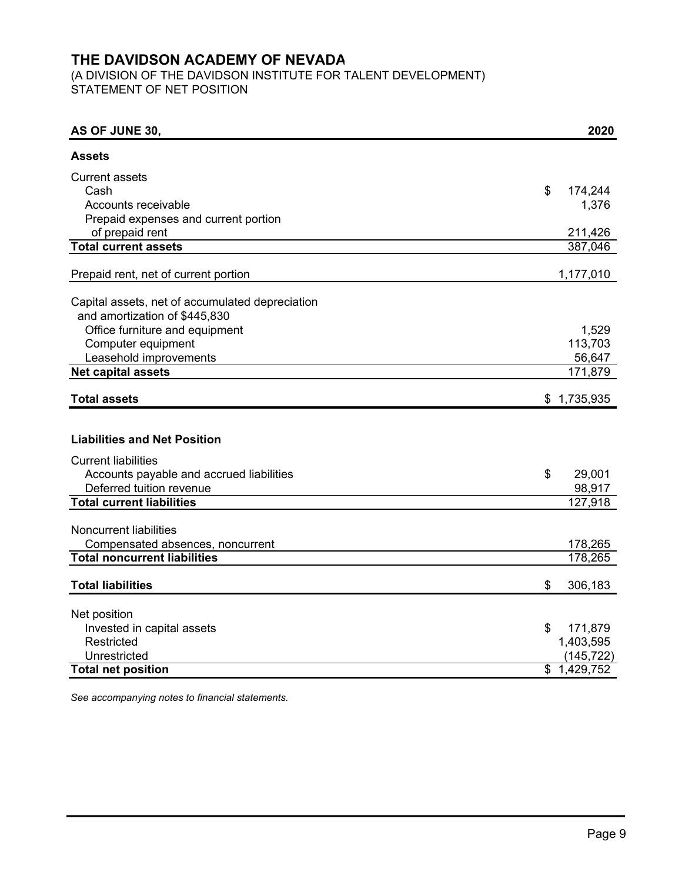# THE DAVIDSON ACADEMY OF NEVADA

(A DIVISION OF THE DAVIDSON INSTITUTE FOR TALENT DEVELOPMENT)
STATEMENT OF NET POSITION

| **AS OF JUNE 30,** | **2020** |
| --- | --- |
| **Assets** | |
| Current assets | |
| Cash | $ 174,244 |
| Accounts receivable | 1,376 |
| Prepaid expenses and current portion of prepaid rent | 211,426 |
| **Total current assets** | 387,046 |
| Prepaid rent, net of current portion | 1,177,010 |
| Capital assets, net of accumulated depreciation and amortization of $445,830 | |
| Office furniture and equipment | 1,529 |
| Computer equipment | 113,703 |
| Leasehold improvements | 56,647 |
| **Net capital assets** | 171,879 |
| **Total assets** | $ 1,735,935 |
| **Liabilities and Net Position** | |
| Current liabilities | |
| Accounts payable and accrued liabilities | $ 29,001 |
| Deferred tuition revenue | 98,917 |
| **Total current liabilities** | 127,918 |
| Noncurrent liabilities | |
| Compensated absences, noncurrent | 178,265 |
| **Total noncurrent liabilities** | 178,265 |
| **Total liabilities** | $ 306,183 |
| Net position | |
| Invested in capital assets | $ 171,879 |
| Restricted | 1,403,595 |
| Unrestricted | (145,722) |
| **Total net position** | $ 1,429,752 |

*See accompanying notes to financial statements.*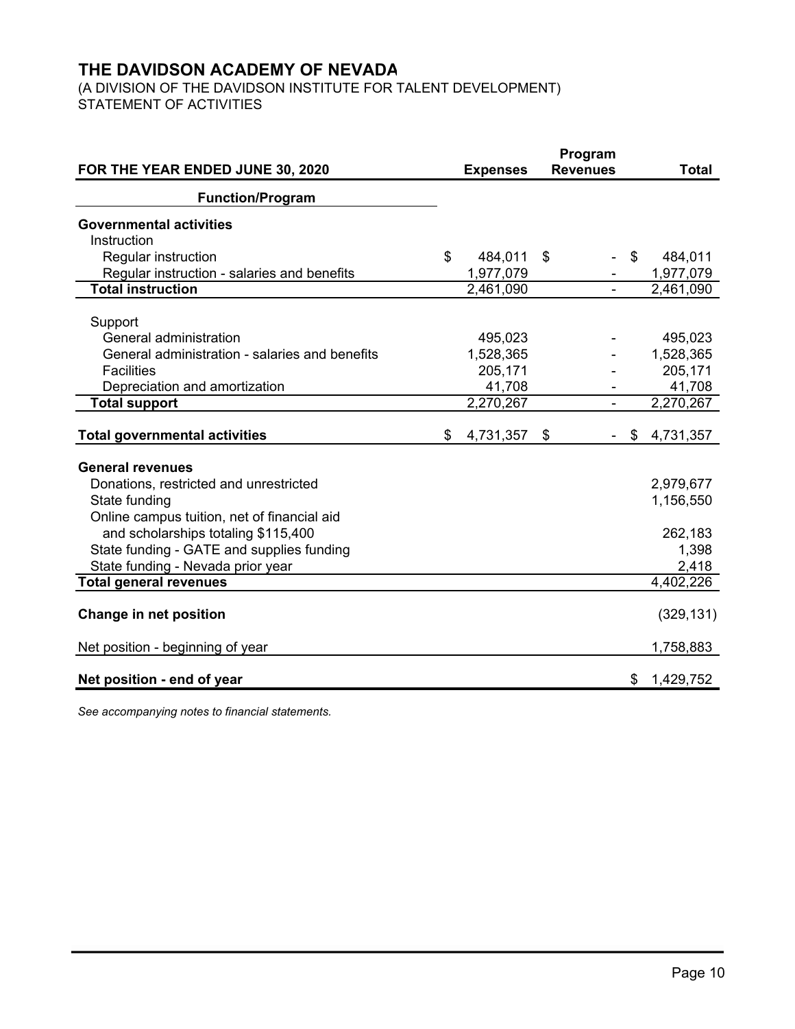# THE DAVIDSON ACADEMY OF NEVADA

(A DIVISION OF THE DAVIDSON INSTITUTE FOR TALENT DEVELOPMENT)
STATEMENT OF ACTIVITIES

| FOR THE YEAR ENDED JUNE 30, 2020 | Expenses | Program Revenues | Total |
|---|---|---|---|
| **Function/Program** | | | |
| **Governmental activities** | | | |
| Instruction | | | |
| Regular instruction | $ 484,011 | $ - | $ 484,011 |
| Regular instruction - salaries and benefits | 1,977,079 | - | 1,977,079 |
| **Total instruction** | 2,461,090 | - | 2,461,090 |
| Support | | | |
| General administration | 495,023 | - | 495,023 |
| General administration - salaries and benefits | 1,528,365 | - | 1,528,365 |
| Facilities | 205,171 | - | 205,171 |
| Depreciation and amortization | 41,708 | - | 41,708 |
| **Total support** | 2,270,267 | - | 2,270,267 |
| **Total governmental activities** | $ 4,731,357 | $ - | $ 4,731,357 |
| **General revenues** | | | |
| Donations, restricted and unrestricted | | | 2,979,677 |
| State funding | | | 1,156,550 |
| Online campus tuition, net of financial aid and scholarships totaling $115,400 | | | 262,183 |
| State funding - GATE and supplies funding | | | 1,398 |
| State funding - Nevada prior year | | | 2,418 |
| **Total general revenues** | | | 4,402,226 |
| **Change in net position** | | | (329,131) |
| Net position - beginning of year | | | 1,758,883 |
| **Net position - end of year** | | | $ 1,429,752 |

*See accompanying notes to financial statements.*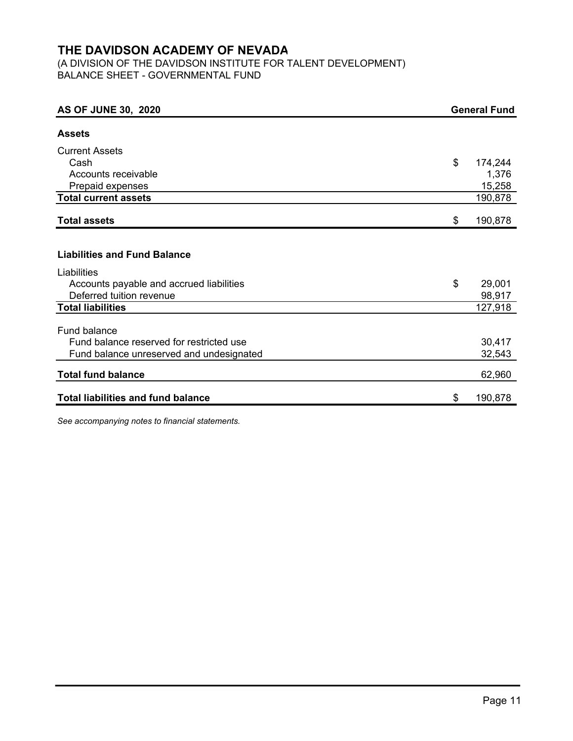# THE DAVIDSON ACADEMY OF NEVADA

(A DIVISION OF THE DAVIDSON INSTITUTE FOR TALENT DEVELOPMENT)
BALANCE SHEET - GOVERNMENTAL FUND

| AS OF JUNE 30, 2020 | General Fund |
|---|---|
| **Assets** | |
| Current Assets | |
| Cash | $ 174,244 |
| Accounts receivable | 1,376 |
| Prepaid expenses | 15,258 |
| **Total current assets** | 190,878 |
| **Total assets** | $ 190,878 |
| **Liabilities and Fund Balance** | |
| Liabilities | |
| Accounts payable and accrued liabilities | $ 29,001 |
| Deferred tuition revenue | 98,917 |
| **Total liabilities** | 127,918 |
| Fund balance | |
| Fund balance reserved for restricted use | 30,417 |
| Fund balance unreserved and undesignated | 32,543 |
| **Total fund balance** | 62,960 |
| **Total liabilities and fund balance** | $ 190,878 |

*See accompanying notes to financial statements.*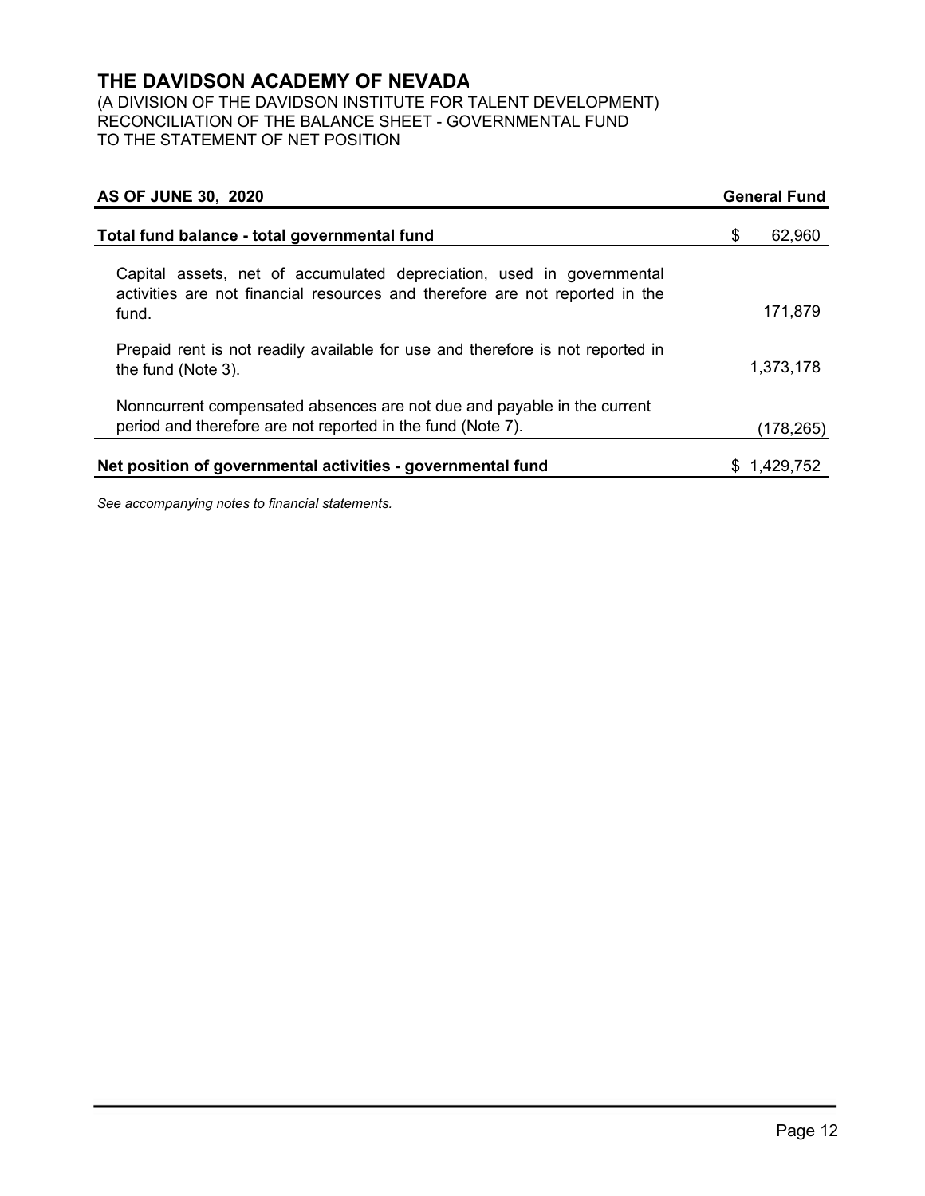# THE DAVIDSON ACADEMY OF NEVADA

(A DIVISION OF THE DAVIDSON INSTITUTE FOR TALENT DEVELOPMENT)
RECONCILIATION OF THE BALANCE SHEET - GOVERNMENTAL FUND
TO THE STATEMENT OF NET POSITION

| AS OF JUNE 30, 2020 | General Fund |
|---|---|
| **Total fund balance - total governmental fund** | $ 62,960 |
| Capital assets, net of accumulated depreciation, used in governmental activities are not financial resources and therefore are not reported in the fund. | 171,879 |
| Prepaid rent is not readily available for use and therefore is not reported in the fund (Note 3). | 1,373,178 |
| Noncurrent compensated absences are not due and payable in the current period and therefore are not reported in the fund (Note 7). | (178,265) |
| **Net position of governmental activities - governmental fund** | $ 1,429,752 |

*See accompanying notes to financial statements.*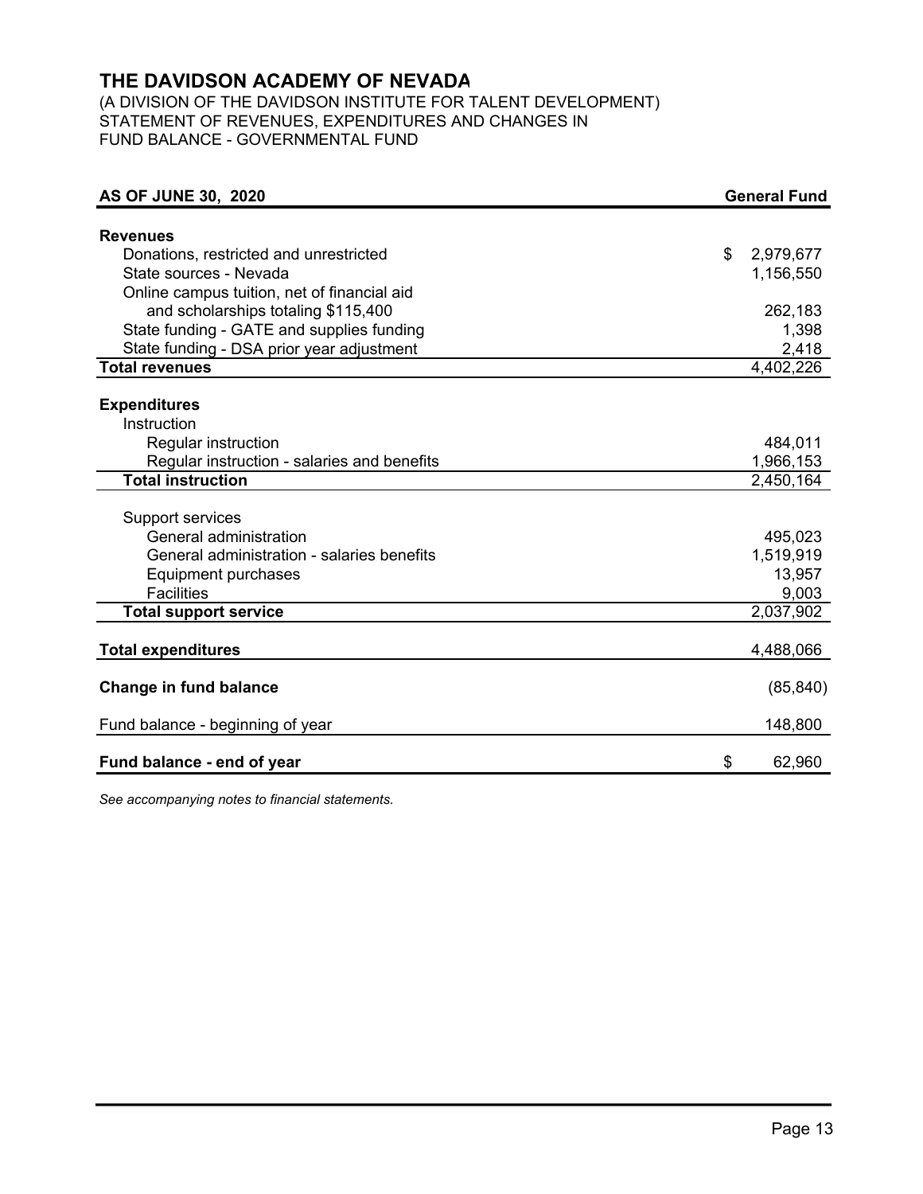# THE DAVIDSON ACADEMY OF NEVADA

(A DIVISION OF THE DAVIDSON INSTITUTE FOR TALENT DEVELOPMENT)
STATEMENT OF REVENUES, EXPENDITURES AND CHANGES IN
FUND BALANCE - GOVERNMENTAL FUND

| AS OF JUNE 30, 2020 | General Fund |
|---|---|
| **Revenues** | |
| Donations, restricted and unrestricted | $ 2,979,677 |
| State sources - Nevada | 1,156,550 |
| Online campus tuition, net of financial aid and scholarships totaling $115,400 | 262,183 |
| State funding - GATE and supplies funding | 1,398 |
| State funding - DSA prior year adjustment | 2,418 |
| **Total revenues** | 4,402,226 |
| **Expenditures** | |
| Instruction | |
| Regular instruction | 484,011 |
| Regular instruction - salaries and benefits | 1,966,153 |
| **Total instruction** | 2,450,164 |
| Support services | |
| General administration | 495,023 |
| General administration - salaries benefits | 1,519,919 |
| Equipment purchases | 13,957 |
| Facilities | 9,003 |
| **Total support service** | 2,037,902 |
| **Total expenditures** | 4,488,066 |
| **Change in fund balance** | (85,840) |
| Fund balance - beginning of year | 148,800 |
| **Fund balance - end of year** | $ 62,960 |

*See accompanying notes to financial statements.*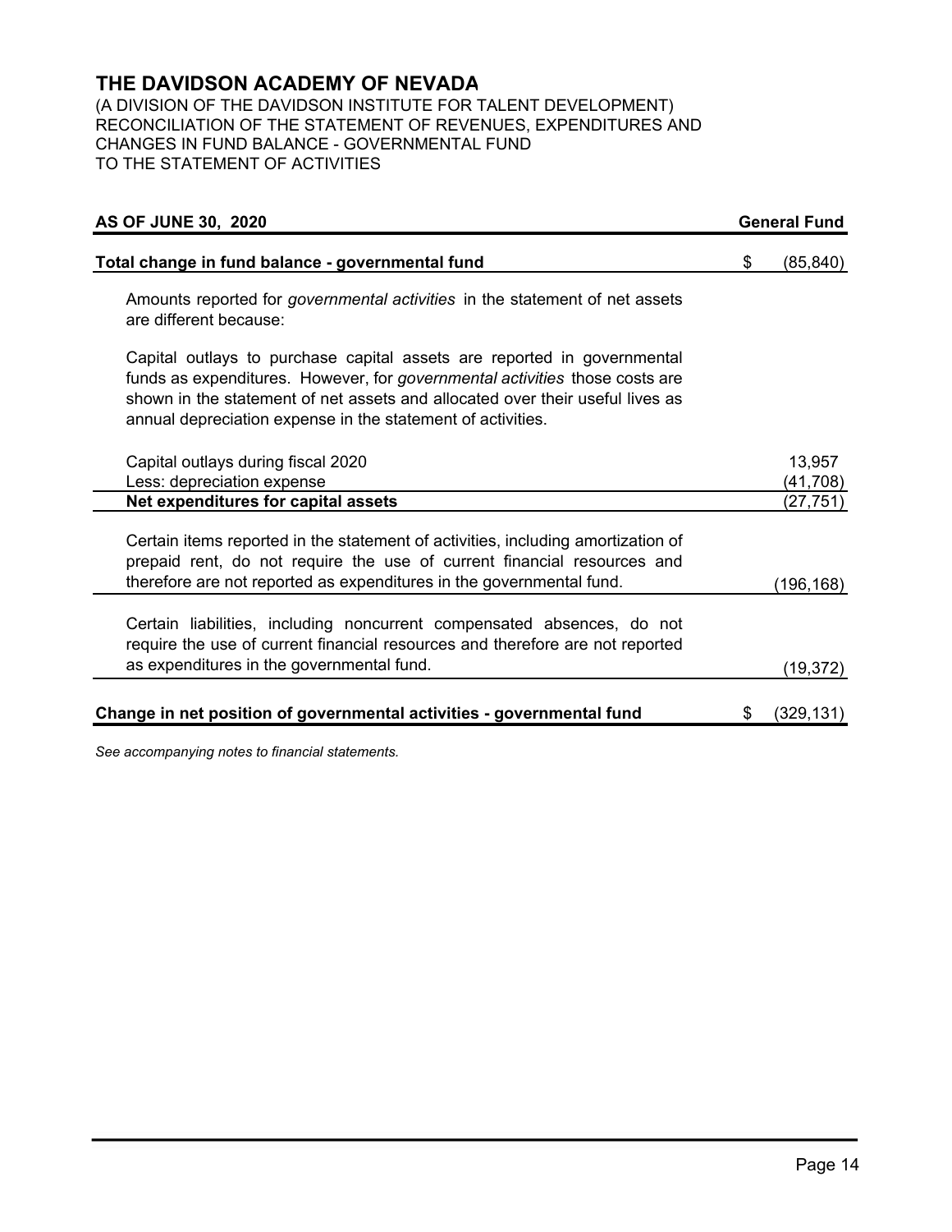# THE DAVIDSON ACADEMY OF NEVADA

(A DIVISION OF THE DAVIDSON INSTITUTE FOR TALENT DEVELOPMENT)
RECONCILIATION OF THE STATEMENT OF REVENUES, EXPENDITURES AND CHANGES IN FUND BALANCE - GOVERNMENTAL FUND
TO THE STATEMENT OF ACTIVITIES

| **AS OF JUNE 30, 2020** | **General Fund** |
|---|---|
| **Total change in fund balance - governmental fund** | $ (85,840) |
| Amounts reported for *governmental activities* in the statement of net assets are different because: | |
| Capital outlays to purchase capital assets are reported in governmental funds as expenditures. However, for *governmental activities* those costs are shown in the statement of net assets and allocated over their useful lives as annual depreciation expense in the statement of activities. | |
| Capital outlays during fiscal 2020 | 13,957 |
| Less: depreciation expense | (41,708) |
| **Net expenditures for capital assets** | (27,751) |
| Certain items reported in the statement of activities, including amortization of prepaid rent, do not require the use of current financial resources and therefore are not reported as expenditures in the governmental fund. | (196,168) |
| Certain liabilities, including noncurrent compensated absences, do not require the use of current financial resources and therefore are not reported as expenditures in the governmental fund. | (19,372) |
| **Change in net position of governmental activities - governmental fund** | $ (329,131) |

*See accompanying notes to financial statements.*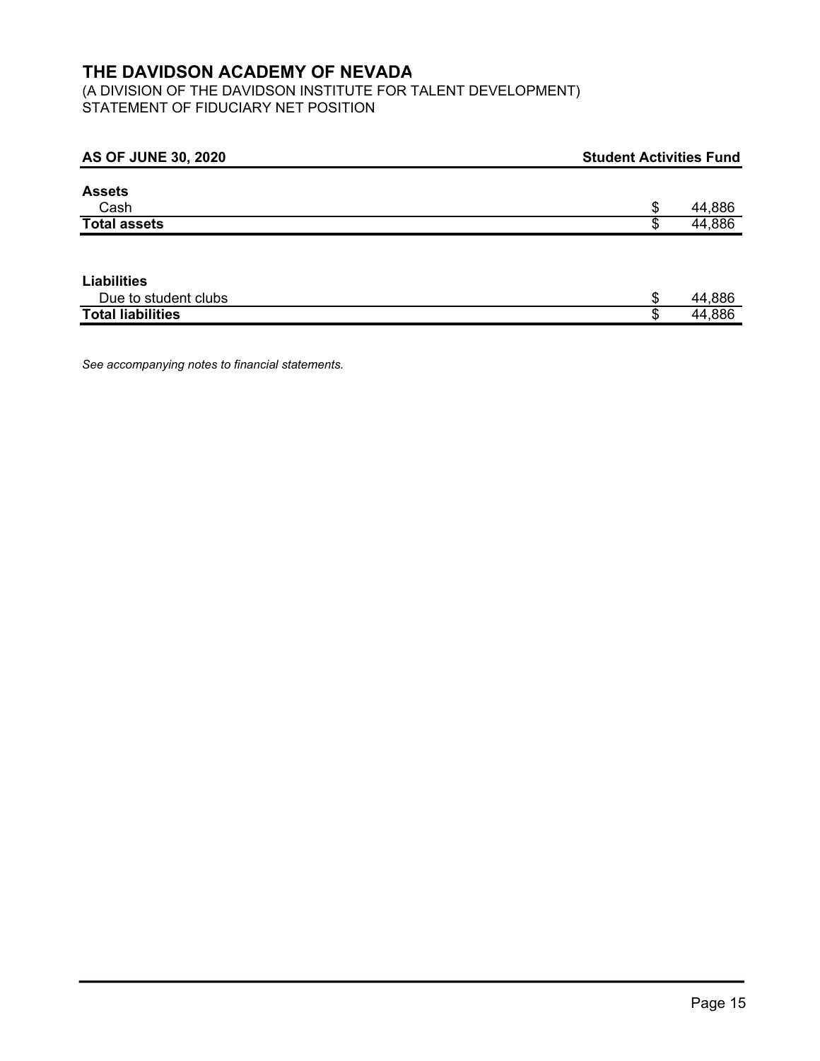# THE DAVIDSON ACADEMY OF NEVADA

(A DIVISION OF THE DAVIDSON INSTITUTE FOR TALENT DEVELOPMENT)
STATEMENT OF FIDUCIARY NET POSITION

| AS OF JUNE 30, 2020 | Student Activities Fund |
| --- | --- |
| **Assets** | |
| Cash | $ 44,886 |
| **Total assets** | $ 44,886 |
| | |
| **Liabilities** | |
| Due to student clubs | $ 44,886 |
| **Total liabilities** | $ 44,886 |

*See accompanying notes to financial statements.*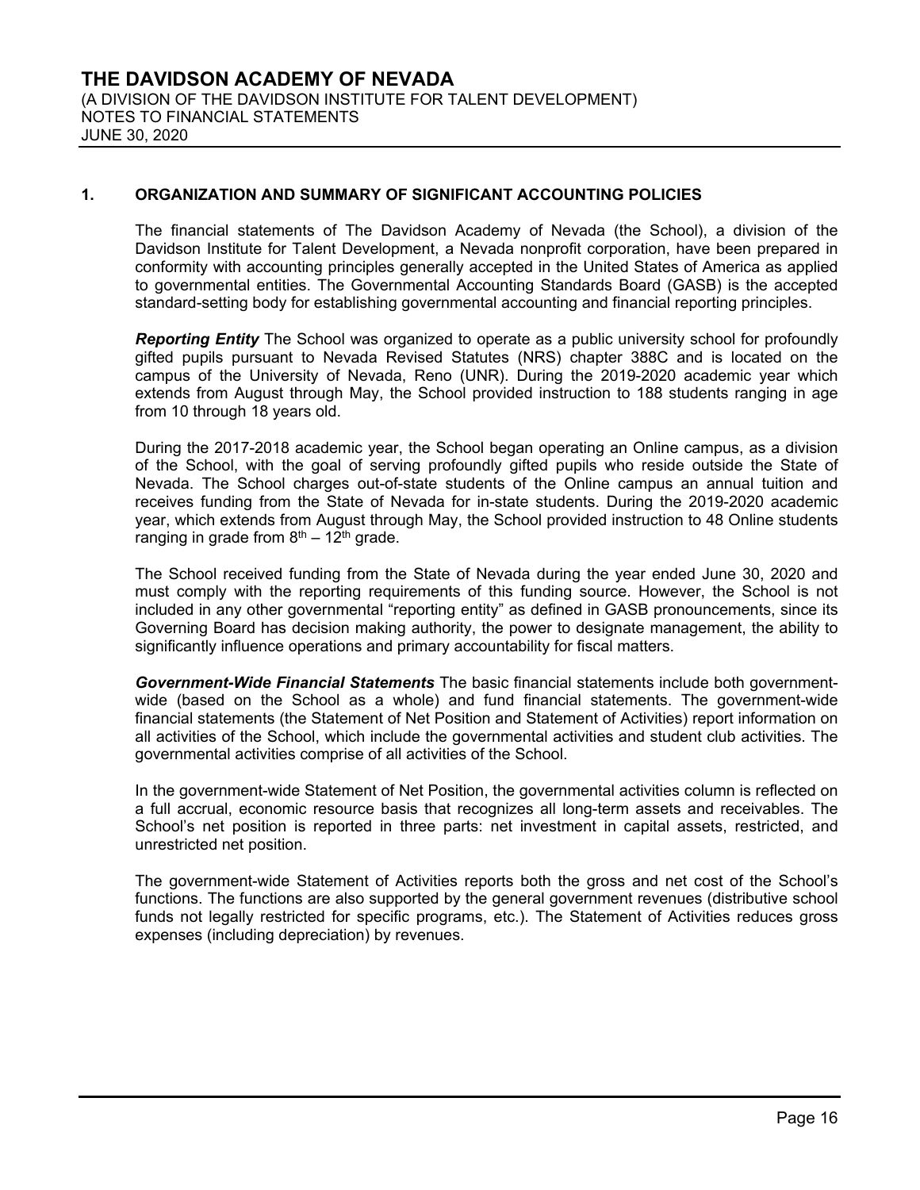# THE DAVIDSON ACADEMY OF NEVADA

(A DIVISION OF THE DAVIDSON INSTITUTE FOR TALENT DEVELOPMENT)
NOTES TO FINANCIAL STATEMENTS
JUNE 30, 2020

## 1. ORGANIZATION AND SUMMARY OF SIGNIFICANT ACCOUNTING POLICIES

The financial statements of The Davidson Academy of Nevada (the School), a division of the Davidson Institute for Talent Development, a Nevada nonprofit corporation, have been prepared in conformity with accounting principles generally accepted in the United States of America as applied to governmental entities. The Governmental Accounting Standards Board (GASB) is the accepted standard-setting body for establishing governmental accounting and financial reporting principles.

***Reporting Entity*** The School was organized to operate as a public university school for profoundly gifted pupils pursuant to Nevada Revised Statutes (NRS) chapter 388C and is located on the campus of the University of Nevada, Reno (UNR). During the 2019-2020 academic year which extends from August through May, the School provided instruction to 188 students ranging in age from 10 through 18 years old.

During the 2017-2018 academic year, the School began operating an Online campus, as a division of the School, with the goal of serving profoundly gifted pupils who reside outside the State of Nevada. The School charges out-of-state students of the Online campus an annual tuition and receives funding from the State of Nevada for in-state students. During the 2019-2020 academic year, which extends from August through May, the School provided instruction to 48 Online students ranging in grade from 8th – 12th grade.

The School received funding from the State of Nevada during the year ended June 30, 2020 and must comply with the reporting requirements of this funding source. However, the School is not included in any other governmental "reporting entity" as defined in GASB pronouncements, since its Governing Board has decision making authority, the power to designate management, the ability to significantly influence operations and primary accountability for fiscal matters.

***Government-Wide Financial Statements*** The basic financial statements include both government-wide (based on the School as a whole) and fund financial statements. The government-wide financial statements (the Statement of Net Position and Statement of Activities) report information on all activities of the School, which include the governmental activities and student club activities. The governmental activities comprise of all activities of the School.

In the government-wide Statement of Net Position, the governmental activities column is reflected on a full accrual, economic resource basis that recognizes all long-term assets and receivables. The School's net position is reported in three parts: net investment in capital assets, restricted, and unrestricted net position.

The government-wide Statement of Activities reports both the gross and net cost of the School's functions. The functions are also supported by the general government revenues (distributive school funds not legally restricted for specific programs, etc.). The Statement of Activities reduces gross expenses (including depreciation) by revenues.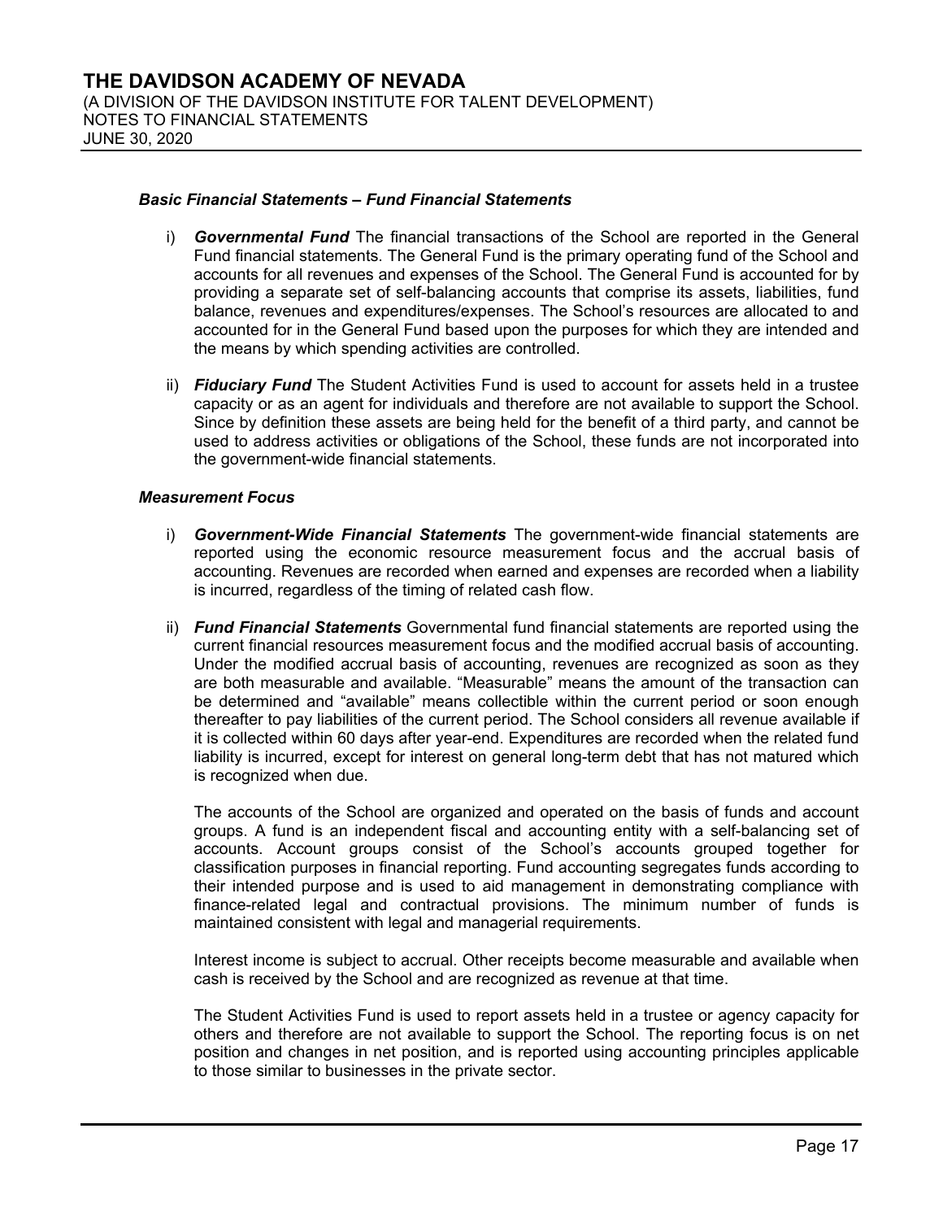### *Basic Financial Statements – Fund Financial Statements*

i) ***Governmental Fund*** The financial transactions of the School are reported in the General Fund financial statements. The General Fund is the primary operating fund of the School and accounts for all revenues and expenses of the School. The General Fund is accounted for by providing a separate set of self-balancing accounts that comprise its assets, liabilities, fund balance, revenues and expenditures/expenses. The School's resources are allocated to and accounted for in the General Fund based upon the purposes for which they are intended and the means by which spending activities are controlled.

ii) ***Fiduciary Fund*** The Student Activities Fund is used to account for assets held in a trustee capacity or as an agent for individuals and therefore are not available to support the School. Since by definition these assets are being held for the benefit of a third party, and cannot be used to address activities or obligations of the School, these funds are not incorporated into the government-wide financial statements.

### *Measurement Focus*

i) ***Government-Wide Financial Statements*** The government-wide financial statements are reported using the economic resource measurement focus and the accrual basis of accounting. Revenues are recorded when earned and expenses are recorded when a liability is incurred, regardless of the timing of related cash flow.

ii) ***Fund Financial Statements*** Governmental fund financial statements are reported using the current financial resources measurement focus and the modified accrual basis of accounting. Under the modified accrual basis of accounting, revenues are recognized as soon as they are both measurable and available. "Measurable" means the amount of the transaction can be determined and "available" means collectible within the current period or soon enough thereafter to pay liabilities of the current period. The School considers all revenue available if it is collected within 60 days after year-end. Expenditures are recorded when the related fund liability is incurred, except for interest on general long-term debt that has not matured which is recognized when due.

The accounts of the School are organized and operated on the basis of funds and account groups. A fund is an independent fiscal and accounting entity with a self-balancing set of accounts. Account groups consist of the School's accounts grouped together for classification purposes in financial reporting. Fund accounting segregates funds according to their intended purpose and is used to aid management in demonstrating compliance with finance-related legal and contractual provisions. The minimum number of funds is maintained consistent with legal and managerial requirements.

Interest income is subject to accrual. Other receipts become measurable and available when cash is received by the School and are recognized as revenue at that time.

The Student Activities Fund is used to report assets held in a trustee or agency capacity for others and therefore are not available to support the School. The reporting focus is on net position and changes in net position, and is reported using accounting principles applicable to those similar to businesses in the private sector.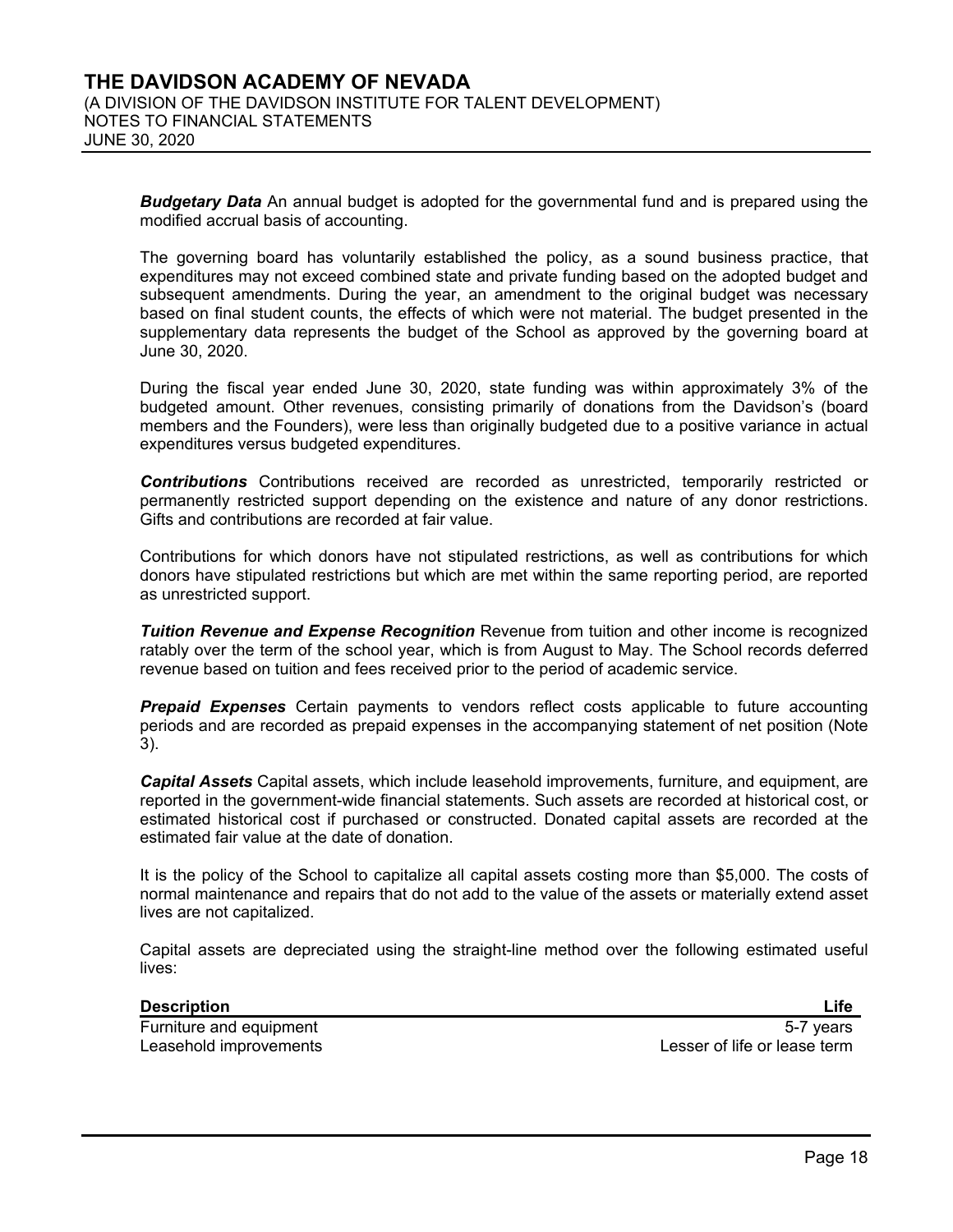***Budgetary Data*** An annual budget is adopted for the governmental fund and is prepared using the modified accrual basis of accounting.

The governing board has voluntarily established the policy, as a sound business practice, that expenditures may not exceed combined state and private funding based on the adopted budget and subsequent amendments. During the year, an amendment to the original budget was necessary based on final student counts, the effects of which were not material. The budget presented in the supplementary data represents the budget of the School as approved by the governing board at June 30, 2020.

During the fiscal year ended June 30, 2020, state funding was within approximately 3% of the budgeted amount. Other revenues, consisting primarily of donations from the Davidson's (board members and the Founders), were less than originally budgeted due to a positive variance in actual expenditures versus budgeted expenditures.

***Contributions*** Contributions received are recorded as unrestricted, temporarily restricted or permanently restricted support depending on the existence and nature of any donor restrictions. Gifts and contributions are recorded at fair value.

Contributions for which donors have not stipulated restrictions, as well as contributions for which donors have stipulated restrictions but which are met within the same reporting period, are reported as unrestricted support.

***Tuition Revenue and Expense Recognition*** Revenue from tuition and other income is recognized ratably over the term of the school year, which is from August to May. The School records deferred revenue based on tuition and fees received prior to the period of academic service.

***Prepaid Expenses*** Certain payments to vendors reflect costs applicable to future accounting periods and are recorded as prepaid expenses in the accompanying statement of net position (Note 3).

***Capital Assets*** Capital assets, which include leasehold improvements, furniture, and equipment, are reported in the government-wide financial statements. Such assets are recorded at historical cost, or estimated historical cost if purchased or constructed. Donated capital assets are recorded at the estimated fair value at the date of donation.

It is the policy of the School to capitalize all capital assets costing more than $5,000. The costs of normal maintenance and repairs that do not add to the value of the assets or materially extend asset lives are not capitalized.

Capital assets are depreciated using the straight-line method over the following estimated useful lives:

| Description | Life |
|---|---|
| Furniture and equipment | 5-7 years |
| Leasehold improvements | Lesser of life or lease term |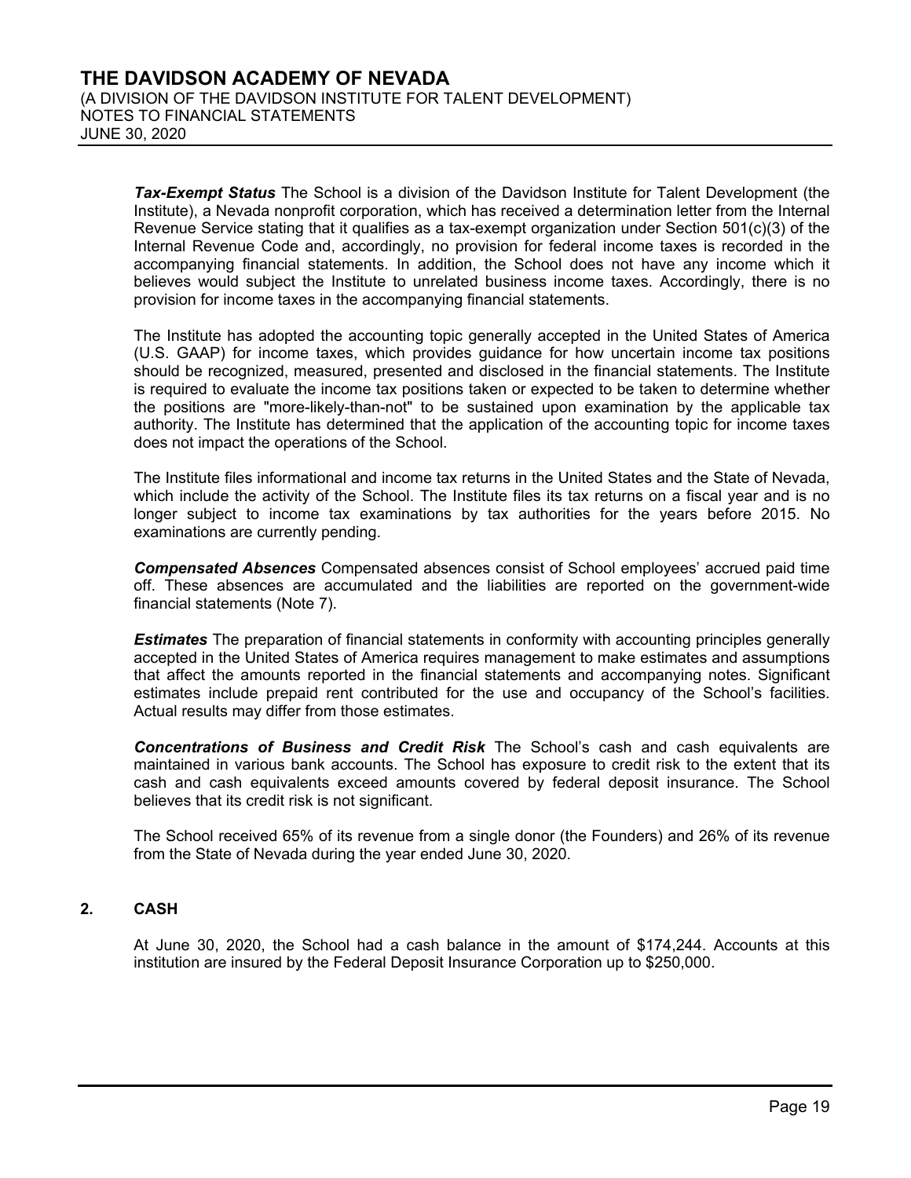***Tax-Exempt Status*** The School is a division of the Davidson Institute for Talent Development (the Institute), a Nevada nonprofit corporation, which has received a determination letter from the Internal Revenue Service stating that it qualifies as a tax-exempt organization under Section 501(c)(3) of the Internal Revenue Code and, accordingly, no provision for federal income taxes is recorded in the accompanying financial statements. In addition, the School does not have any income which it believes would subject the Institute to unrelated business income taxes. Accordingly, there is no provision for income taxes in the accompanying financial statements.

The Institute has adopted the accounting topic generally accepted in the United States of America (U.S. GAAP) for income taxes, which provides guidance for how uncertain income tax positions should be recognized, measured, presented and disclosed in the financial statements. The Institute is required to evaluate the income tax positions taken or expected to be taken to determine whether the positions are "more-likely-than-not" to be sustained upon examination by the applicable tax authority. The Institute has determined that the application of the accounting topic for income taxes does not impact the operations of the School.

The Institute files informational and income tax returns in the United States and the State of Nevada, which include the activity of the School. The Institute files its tax returns on a fiscal year and is no longer subject to income tax examinations by tax authorities for the years before 2015. No examinations are currently pending.

***Compensated Absences*** Compensated absences consist of School employees' accrued paid time off. These absences are accumulated and the liabilities are reported on the government-wide financial statements (Note 7).

***Estimates*** The preparation of financial statements in conformity with accounting principles generally accepted in the United States of America requires management to make estimates and assumptions that affect the amounts reported in the financial statements and accompanying notes. Significant estimates include prepaid rent contributed for the use and occupancy of the School's facilities. Actual results may differ from those estimates.

***Concentrations of Business and Credit Risk*** The School's cash and cash equivalents are maintained in various bank accounts. The School has exposure to credit risk to the extent that its cash and cash equivalents exceed amounts covered by federal deposit insurance. The School believes that its credit risk is not significant.

The School received 65% of its revenue from a single donor (the Founders) and 26% of its revenue from the State of Nevada during the year ended June 30, 2020.

## 2. CASH

At June 30, 2020, the School had a cash balance in the amount of $174,244. Accounts at this institution are insured by the Federal Deposit Insurance Corporation up to $250,000.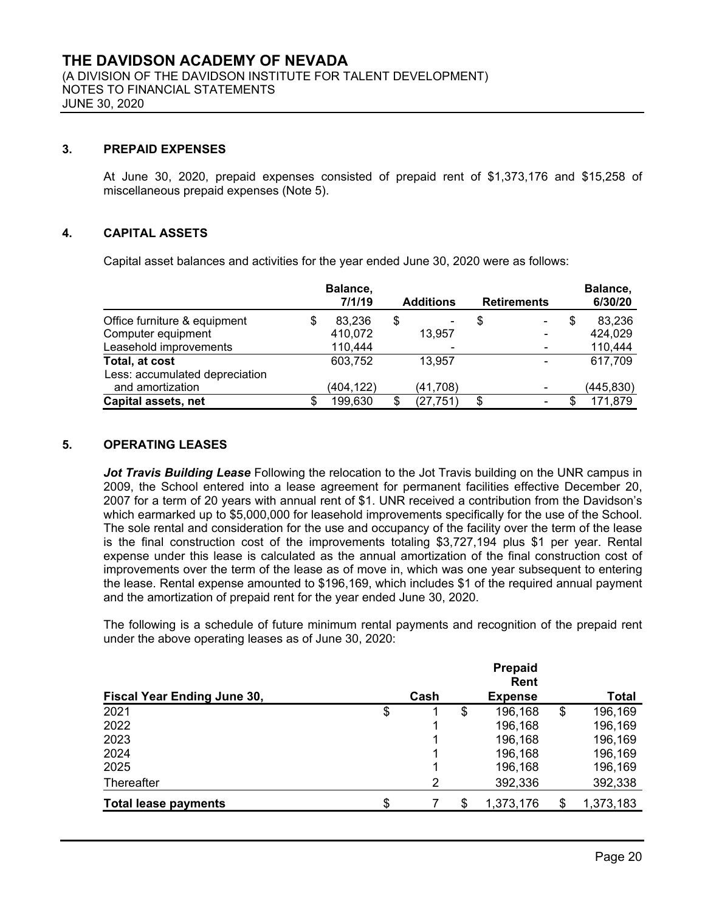# THE DAVIDSON ACADEMY OF NEVADA

(A DIVISION OF THE DAVIDSON INSTITUTE FOR TALENT DEVELOPMENT)
NOTES TO FINANCIAL STATEMENTS
JUNE 30, 2020

## 3. PREPAID EXPENSES

At June 30, 2020, prepaid expenses consisted of prepaid rent of $1,373,176 and $15,258 of miscellaneous prepaid expenses (Note 5).

## 4. CAPITAL ASSETS

Capital asset balances and activities for the year ended June 30, 2020 were as follows:

| | Balance, 7/1/19 | Additions | Retirements | Balance, 6/30/20 |
|---|---|---|---|---|
| Office furniture & equipment | $ 83,236 | $ - | $ - | $ 83,236 |
| Computer equipment | 410,072 | 13,957 | - | 424,029 |
| Leasehold improvements | 110,444 | - | - | 110,444 |
| **Total, at cost** | 603,752 | 13,957 | - | 617,709 |
| Less: accumulated depreciation and amortization | (404,122) | (41,708) | - | (445,830) |
| **Capital assets, net** | $ 199,630 | $ (27,751) | $ - | $ 171,879 |

## 5. OPERATING LEASES

***Jot Travis Building Lease*** Following the relocation to the Jot Travis building on the UNR campus in 2009, the School entered into a lease agreement for permanent facilities effective December 20, 2007 for a term of 20 years with annual rent of $1. UNR received a contribution from the Davidson's which earmarked up to $5,000,000 for leasehold improvements specifically for the use of the School. The sole rental and consideration for the use and occupancy of the facility over the term of the lease is the final construction cost of the improvements totaling $3,727,194 plus $1 per year. Rental expense under this lease is calculated as the annual amortization of the final construction cost of improvements over the term of the lease as of move in, which was one year subsequent to entering the lease. Rental expense amounted to $196,169, which includes $1 of the required annual payment and the amortization of prepaid rent for the year ended June 30, 2020.

The following is a schedule of future minimum rental payments and recognition of the prepaid rent under the above operating leases as of June 30, 2020:

| Fiscal Year Ending June 30, | Cash | Prepaid Rent Expense | Total |
|---|---|---|---|
| 2021 | $ 1 | $ 196,168 | $ 196,169 |
| 2022 | 1 | 196,168 | 196,169 |
| 2023 | 1 | 196,168 | 196,169 |
| 2024 | 1 | 196,168 | 196,169 |
| 2025 | 1 | 196,168 | 196,169 |
| Thereafter | 2 | 392,336 | 392,338 |
| **Total lease payments** | $ 7 | $ 1,373,176 | $ 1,373,183 |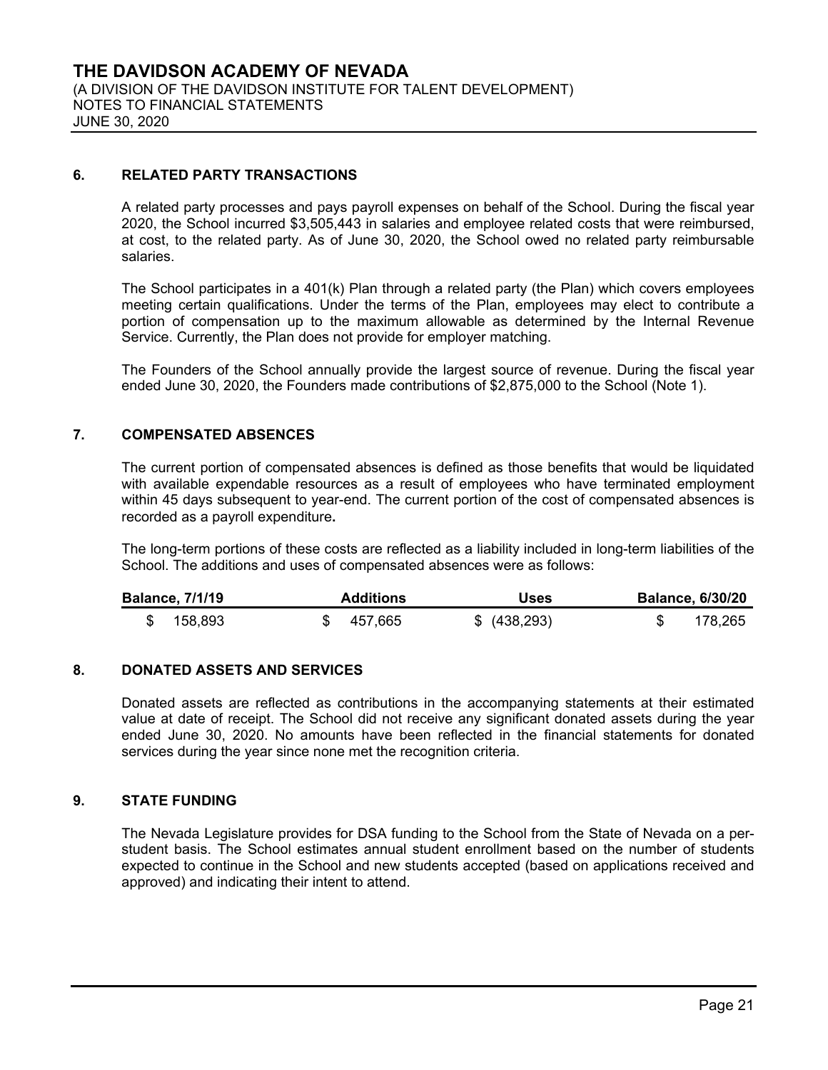# THE DAVIDSON ACADEMY OF NEVADA

(A DIVISION OF THE DAVIDSON INSTITUTE FOR TALENT DEVELOPMENT)
NOTES TO FINANCIAL STATEMENTS
JUNE 30, 2020

## 6. RELATED PARTY TRANSACTIONS

A related party processes and pays payroll expenses on behalf of the School. During the fiscal year 2020, the School incurred $3,505,443 in salaries and employee related costs that were reimbursed, at cost, to the related party. As of June 30, 2020, the School owed no related party reimbursable salaries.

The School participates in a 401(k) Plan through a related party (the Plan) which covers employees meeting certain qualifications. Under the terms of the Plan, employees may elect to contribute a portion of compensation up to the maximum allowable as determined by the Internal Revenue Service. Currently, the Plan does not provide for employer matching.

The Founders of the School annually provide the largest source of revenue. During the fiscal year ended June 30, 2020, the Founders made contributions of $2,875,000 to the School (Note 1).

## 7. COMPENSATED ABSENCES

The current portion of compensated absences is defined as those benefits that would be liquidated with available expendable resources as a result of employees who have terminated employment within 45 days subsequent to year-end. The current portion of the cost of compensated absences is recorded as a payroll expenditure**.**

The long-term portions of these costs are reflected as a liability included in long-term liabilities of the School. The additions and uses of compensated absences were as follows:

| Balance, 7/1/19 | Additions | Uses | Balance, 6/30/20 |
|---|---|---|---|
| $ 158,893 | $ 457,665 | $ (438,293) | $ 178,265 |

## 8. DONATED ASSETS AND SERVICES

Donated assets are reflected as contributions in the accompanying statements at their estimated value at date of receipt. The School did not receive any significant donated assets during the year ended June 30, 2020. No amounts have been reflected in the financial statements for donated services during the year since none met the recognition criteria.

## 9. STATE FUNDING

The Nevada Legislature provides for DSA funding to the School from the State of Nevada on a per-student basis. The School estimates annual student enrollment based on the number of students expected to continue in the School and new students accepted (based on applications received and approved) and indicating their intent to attend.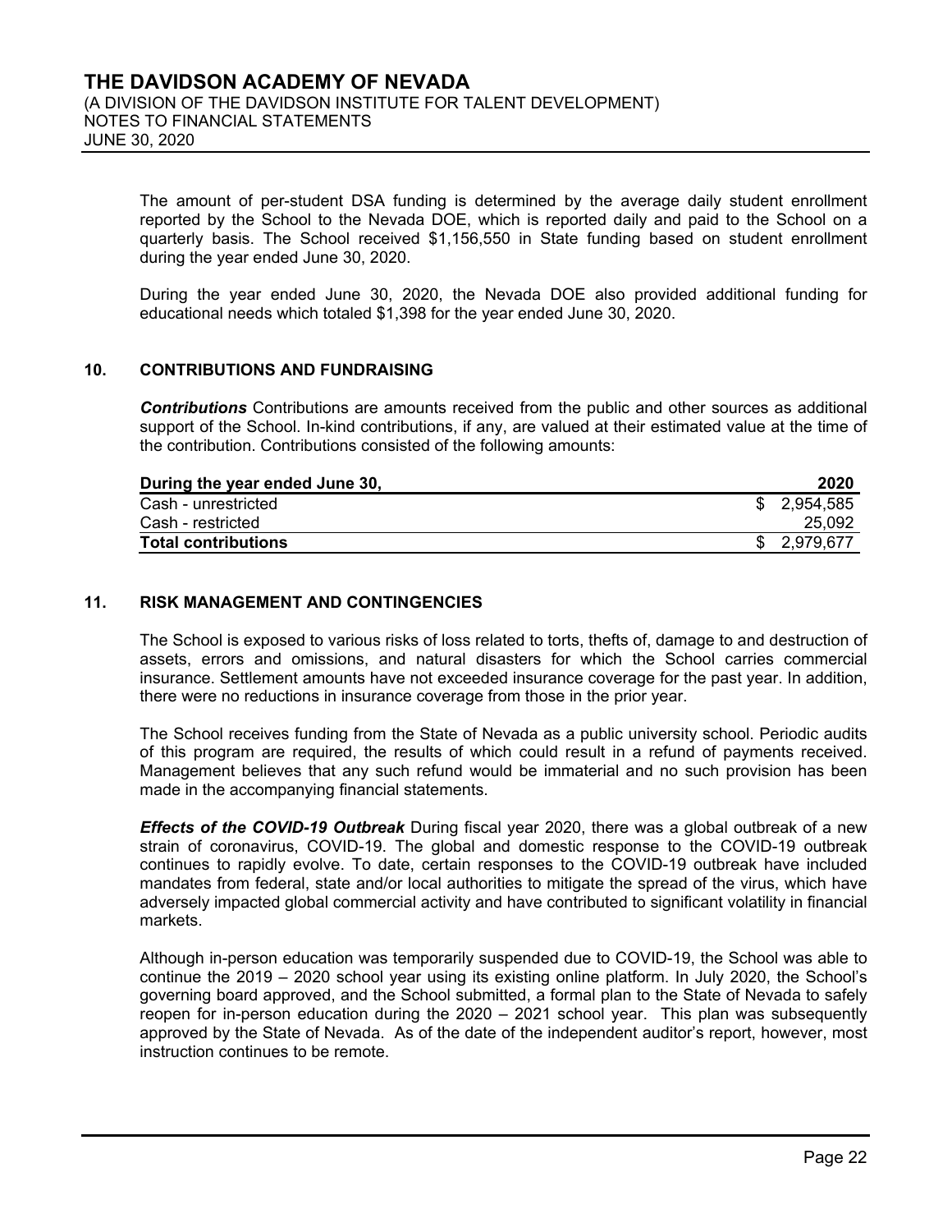The amount of per-student DSA funding is determined by the average daily student enrollment reported by the School to the Nevada DOE, which is reported daily and paid to the School on a quarterly basis. The School received $1,156,550 in State funding based on student enrollment during the year ended June 30, 2020.

During the year ended June 30, 2020, the Nevada DOE also provided additional funding for educational needs which totaled $1,398 for the year ended June 30, 2020.

## 10. CONTRIBUTIONS AND FUNDRAISING

***Contributions*** Contributions are amounts received from the public and other sources as additional support of the School. In-kind contributions, if any, are valued at their estimated value at the time of the contribution. Contributions consisted of the following amounts:

| During the year ended June 30, | 2020 |
|---|---|
| Cash - unrestricted | $ 2,954,585 |
| Cash - restricted | 25,092 |
| **Total contributions** | **$ 2,979,677** |

## 11. RISK MANAGEMENT AND CONTINGENCIES

The School is exposed to various risks of loss related to torts, thefts of, damage to and destruction of assets, errors and omissions, and natural disasters for which the School carries commercial insurance. Settlement amounts have not exceeded insurance coverage for the past year. In addition, there were no reductions in insurance coverage from those in the prior year.

The School receives funding from the State of Nevada as a public university school. Periodic audits of this program are required, the results of which could result in a refund of payments received. Management believes that any such refund would be immaterial and no such provision has been made in the accompanying financial statements.

***Effects of the COVID-19 Outbreak*** During fiscal year 2020, there was a global outbreak of a new strain of coronavirus, COVID-19. The global and domestic response to the COVID-19 outbreak continues to rapidly evolve. To date, certain responses to the COVID-19 outbreak have included mandates from federal, state and/or local authorities to mitigate the spread of the virus, which have adversely impacted global commercial activity and have contributed to significant volatility in financial markets.

Although in-person education was temporarily suspended due to COVID-19, the School was able to continue the 2019 – 2020 school year using its existing online platform. In July 2020, the School's governing board approved, and the School submitted, a formal plan to the State of Nevada to safely reopen for in-person education during the 2020 – 2021 school year. This plan was subsequently approved by the State of Nevada. As of the date of the independent auditor's report, however, most instruction continues to be remote.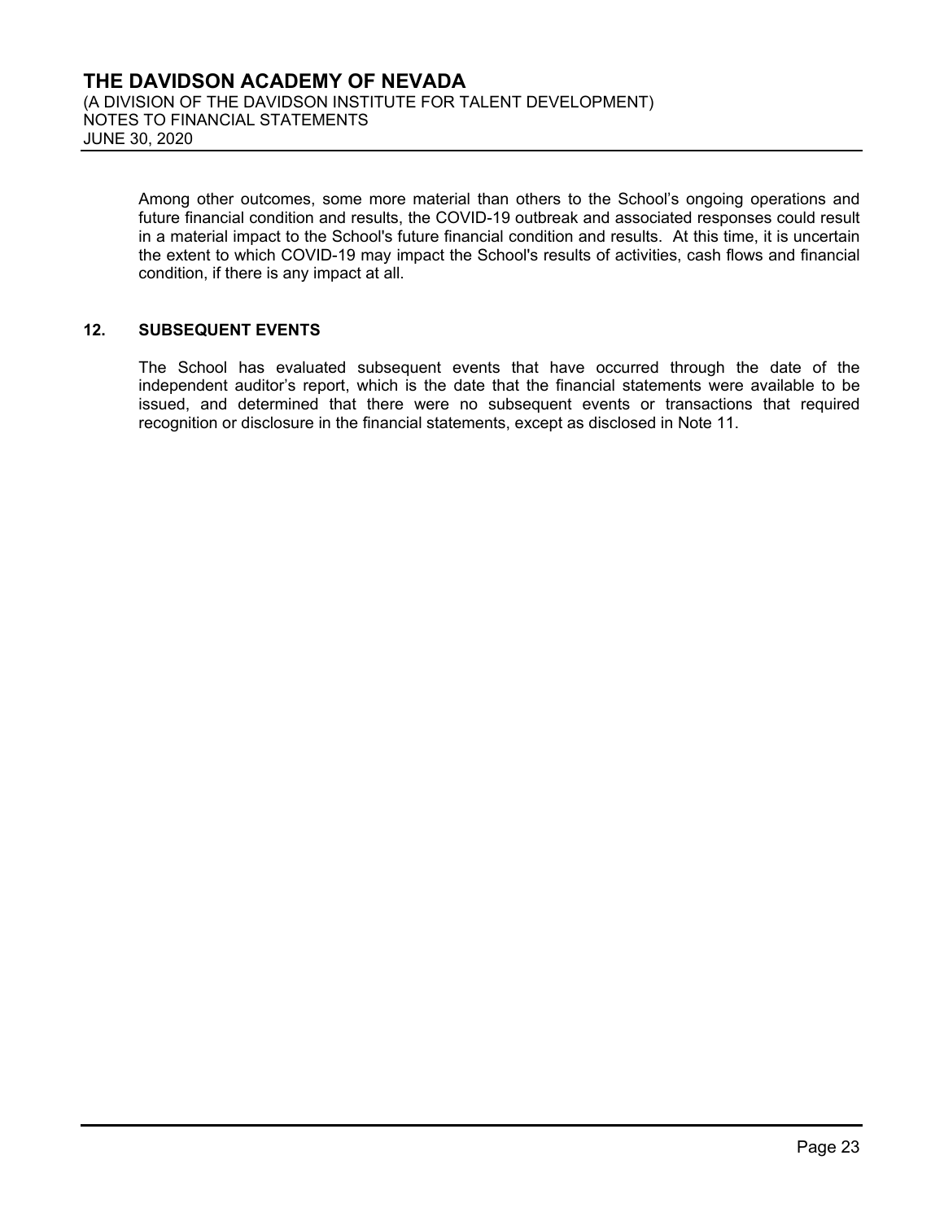Among other outcomes, some more material than others to the School's ongoing operations and future financial condition and results, the COVID-19 outbreak and associated responses could result in a material impact to the School's future financial condition and results. At this time, it is uncertain the extent to which COVID-19 may impact the School's results of activities, cash flows and financial condition, if there is any impact at all.

## 12. SUBSEQUENT EVENTS

The School has evaluated subsequent events that have occurred through the date of the independent auditor's report, which is the date that the financial statements were available to be issued, and determined that there were no subsequent events or transactions that required recognition or disclosure in the financial statements, except as disclosed in Note 11.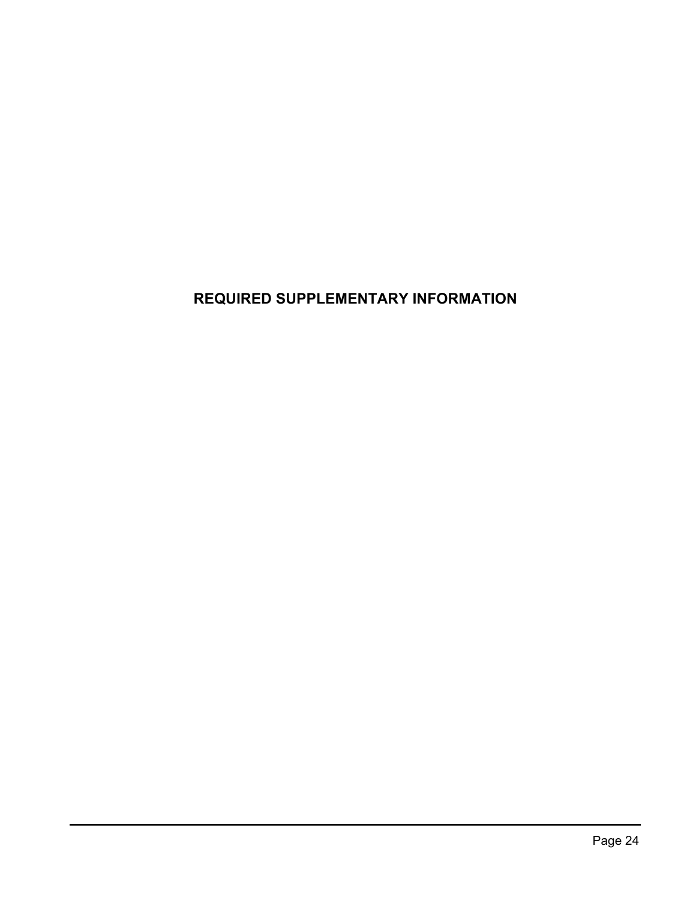# REQUIRED SUPPLEMENTARY INFORMATION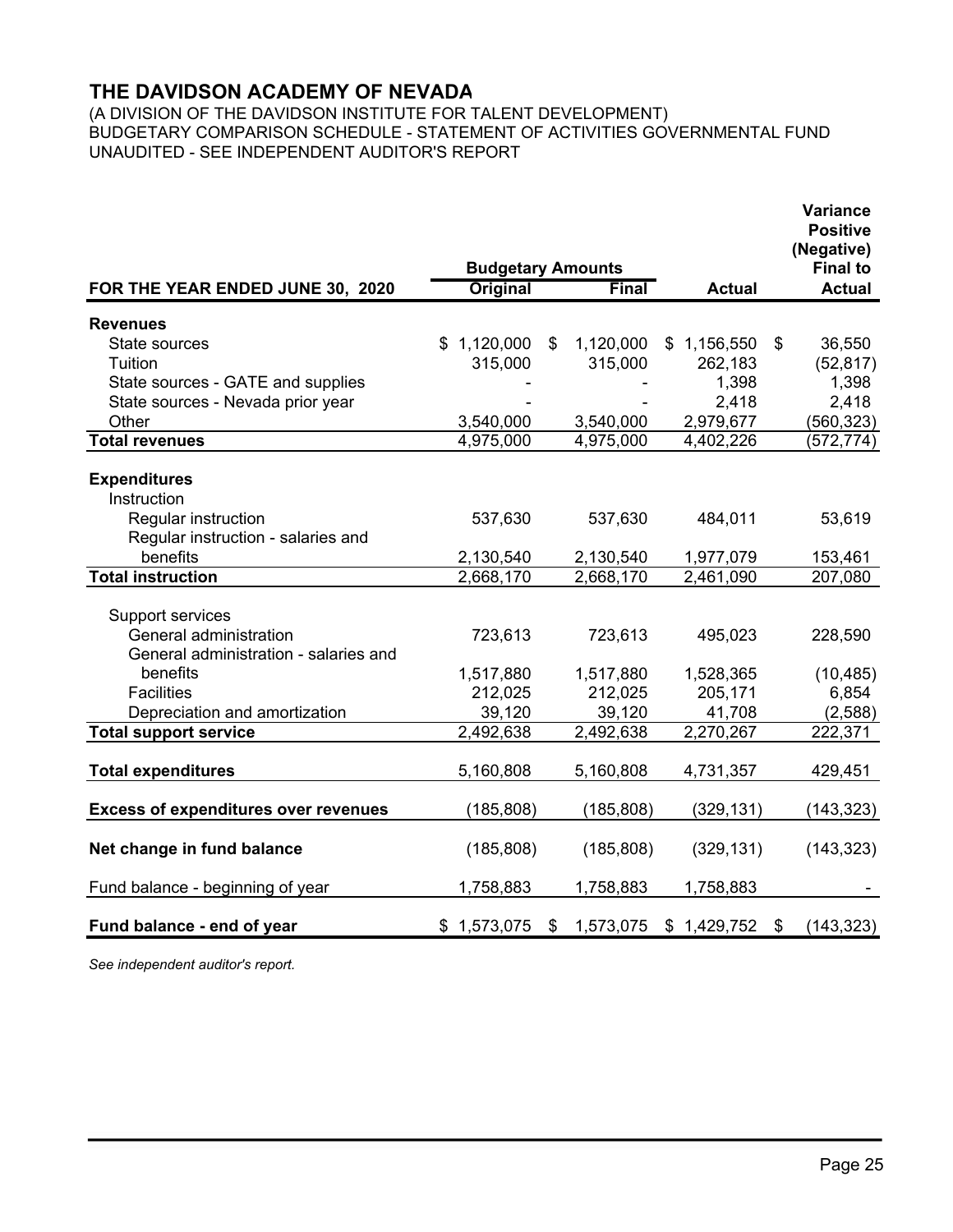# THE DAVIDSON ACADEMY OF NEVADA

(A DIVISION OF THE DAVIDSON INSTITUTE FOR TALENT DEVELOPMENT)
BUDGETARY COMPARISON SCHEDULE - STATEMENT OF ACTIVITIES GOVERNMENTAL FUND
UNAUDITED - SEE INDEPENDENT AUDITOR'S REPORT

| FOR THE YEAR ENDED JUNE 30, 2020 | Budgetary Amounts Original | Budgetary Amounts Final | Actual | Variance Positive (Negative) Final to Actual |
|---|---|---|---|---|
| **Revenues** | | | | |
| State sources | $ 1,120,000 | $ 1,120,000 | $ 1,156,550 | $ 36,550 |
| Tuition | 315,000 | 315,000 | 262,183 | (52,817) |
| State sources - GATE and supplies | - | - | 1,398 | 1,398 |
| State sources - Nevada prior year | - | - | 2,418 | 2,418 |
| Other | 3,540,000 | 3,540,000 | 2,979,677 | (560,323) |
| **Total revenues** | 4,975,000 | 4,975,000 | 4,402,226 | (572,774) |
| **Expenditures** | | | | |
| Instruction | | | | |
| Regular instruction | 537,630 | 537,630 | 484,011 | 53,619 |
| Regular instruction - salaries and benefits | 2,130,540 | 2,130,540 | 1,977,079 | 153,461 |
| **Total instruction** | 2,668,170 | 2,668,170 | 2,461,090 | 207,080 |
| Support services | | | | |
| General administration | 723,613 | 723,613 | 495,023 | 228,590 |
| General administration - salaries and benefits | 1,517,880 | 1,517,880 | 1,528,365 | (10,485) |
| Facilities | 212,025 | 212,025 | 205,171 | 6,854 |
| Depreciation and amortization | 39,120 | 39,120 | 41,708 | (2,588) |
| **Total support service** | 2,492,638 | 2,492,638 | 2,270,267 | 222,371 |
| **Total expenditures** | 5,160,808 | 5,160,808 | 4,731,357 | 429,451 |
| **Excess of expenditures over revenues** | (185,808) | (185,808) | (329,131) | (143,323) |
| **Net change in fund balance** | (185,808) | (185,808) | (329,131) | (143,323) |
| Fund balance - beginning of year | 1,758,883 | 1,758,883 | 1,758,883 | - |
| **Fund balance - end of year** | $ 1,573,075 | $ 1,573,075 | $ 1,429,752 | $ (143,323) |

*See independent auditor's report.*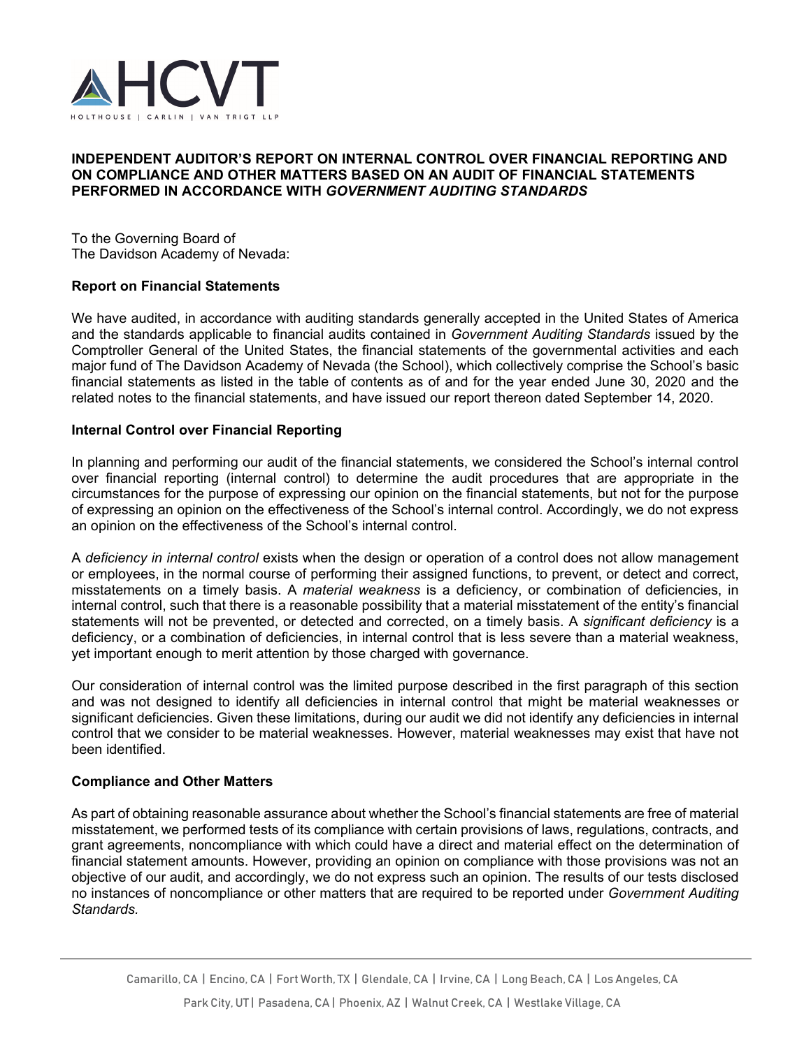**HCVT**

HOLTHOUSE | CARLIN | VAN TRIGT LLP

## INDEPENDENT AUDITOR'S REPORT ON INTERNAL CONTROL OVER FINANCIAL REPORTING AND ON COMPLIANCE AND OTHER MATTERS BASED ON AN AUDIT OF FINANCIAL STATEMENTS PERFORMED IN ACCORDANCE WITH *GOVERNMENT AUDITING STANDARDS*

To the Governing Board of
The Davidson Academy of Nevada:

### Report on Financial Statements

We have audited, in accordance with auditing standards generally accepted in the United States of America and the standards applicable to financial audits contained in *Government Auditing Standards* issued by the Comptroller General of the United States, the financial statements of the governmental activities and each major fund of The Davidson Academy of Nevada (the School), which collectively comprise the School's basic financial statements as listed in the table of contents as of and for the year ended June 30, 2020 and the related notes to the financial statements, and have issued our report thereon dated September 14, 2020.

### Internal Control over Financial Reporting

In planning and performing our audit of the financial statements, we considered the School's internal control over financial reporting (internal control) to determine the audit procedures that are appropriate in the circumstances for the purpose of expressing our opinion on the financial statements, but not for the purpose of expressing an opinion on the effectiveness of the School's internal control. Accordingly, we do not express an opinion on the effectiveness of the School's internal control.

A *deficiency in internal control* exists when the design or operation of a control does not allow management or employees, in the normal course of performing their assigned functions, to prevent, or detect and correct, misstatements on a timely basis. A *material weakness* is a deficiency, or combination of deficiencies, in internal control, such that there is a reasonable possibility that a material misstatement of the entity's financial statements will not be prevented, or detected and corrected, on a timely basis. A *significant deficiency* is a deficiency, or a combination of deficiencies, in internal control that is less severe than a material weakness, yet important enough to merit attention by those charged with governance.

Our consideration of internal control was the limited purpose described in the first paragraph of this section and was not designed to identify all deficiencies in internal control that might be material weaknesses or significant deficiencies. Given these limitations, during our audit we did not identify any deficiencies in internal control that we consider to be material weaknesses. However, material weaknesses may exist that have not been identified.

### Compliance and Other Matters

As part of obtaining reasonable assurance about whether the School's financial statements are free of material misstatement, we performed tests of its compliance with certain provisions of laws, regulations, contracts, and grant agreements, noncompliance with which could have a direct and material effect on the determination of financial statement amounts. However, providing an opinion on compliance with those provisions was not an objective of our audit, and accordingly, we do not express such an opinion. The results of our tests disclosed no instances of noncompliance or other matters that are required to be reported under *Government Auditing Standards.*

Camarillo, CA | Encino, CA | Fort Worth, TX | Glendale, CA | Irvine, CA | Long Beach, CA | Los Angeles, CA
Park City, UT | Pasadena, CA | Phoenix, AZ | Walnut Creek, CA | Westlake Village, CA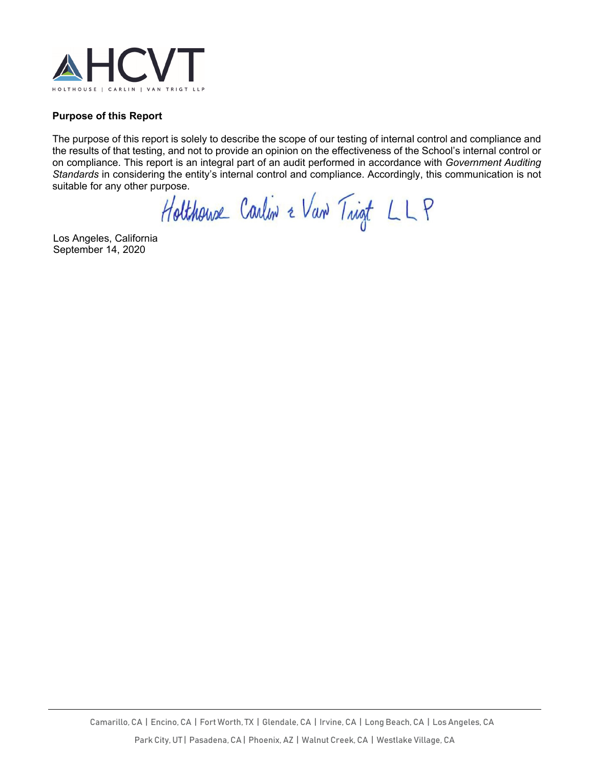**Purpose of this Report**

The purpose of this report is solely to describe the scope of our testing of internal control and compliance and the results of that testing, and not to provide an opinion on the effectiveness of the School's internal control or on compliance. This report is an integral part of an audit performed in accordance with *Government Auditing Standards* in considering the entity's internal control and compliance. Accordingly, this communication is not suitable for any other purpose.

Holthouse Carlin & Van Trigt LLP

Los Angeles, California
September 14, 2020